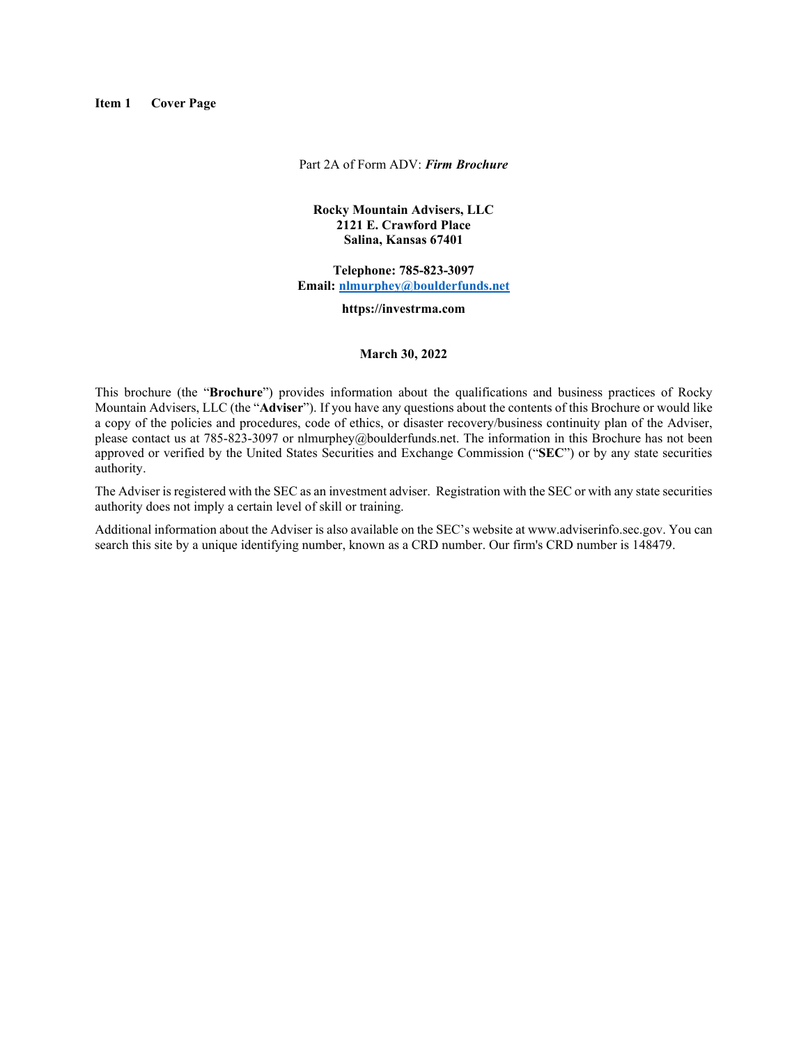## Item 1 Cover Page

Part 2A of Form ADV: ***Firm Brochure***

**Rocky Mountain Advisers, LLC**
**2121 E. Crawford Place**
**Salina, Kansas 67401**

**Telephone: 785-823-3097**
**Email: nlmurphey@boulderfunds.net**

**https://investrma.com**

**March 30, 2022**

This brochure (the "**Brochure**") provides information about the qualifications and business practices of Rocky Mountain Advisers, LLC (the "**Adviser**"). If you have any questions about the contents of this Brochure or would like a copy of the policies and procedures, code of ethics, or disaster recovery/business continuity plan of the Adviser, please contact us at 785-823-3097 or nlmurphey@boulderfunds.net. The information in this Brochure has not been approved or verified by the United States Securities and Exchange Commission ("**SEC**") or by any state securities authority.

The Adviser is registered with the SEC as an investment adviser. Registration with the SEC or with any state securities authority does not imply a certain level of skill or training.

Additional information about the Adviser is also available on the SEC's website at www.adviserinfo.sec.gov. You can search this site by a unique identifying number, known as a CRD number. Our firm's CRD number is 148479.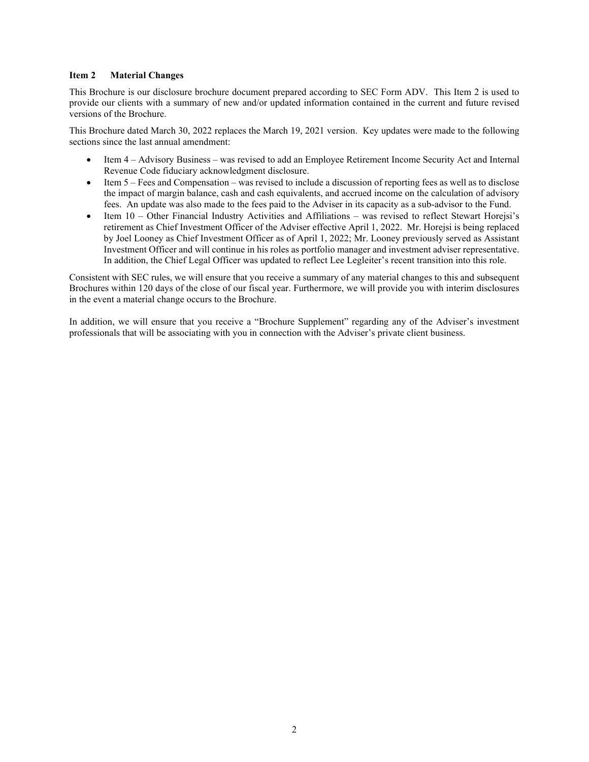## Item 2 Material Changes

This Brochure is our disclosure brochure document prepared according to SEC Form ADV. This Item 2 is used to provide our clients with a summary of new and/or updated information contained in the current and future revised versions of the Brochure.

This Brochure dated March 30, 2022 replaces the March 19, 2021 version. Key updates were made to the following sections since the last annual amendment:

- Item 4 – Advisory Business – was revised to add an Employee Retirement Income Security Act and Internal Revenue Code fiduciary acknowledgment disclosure.
- Item 5 – Fees and Compensation – was revised to include a discussion of reporting fees as well as to disclose the impact of margin balance, cash and cash equivalents, and accrued income on the calculation of advisory fees. An update was also made to the fees paid to the Adviser in its capacity as a sub-advisor to the Fund.
- Item 10 – Other Financial Industry Activities and Affiliations – was revised to reflect Stewart Horejsi's retirement as Chief Investment Officer of the Adviser effective April 1, 2022. Mr. Horejsi is being replaced by Joel Looney as Chief Investment Officer as of April 1, 2022; Mr. Looney previously served as Assistant Investment Officer and will continue in his roles as portfolio manager and investment adviser representative. In addition, the Chief Legal Officer was updated to reflect Lee Legleiter's recent transition into this role.

Consistent with SEC rules, we will ensure that you receive a summary of any material changes to this and subsequent Brochures within 120 days of the close of our fiscal year. Furthermore, we will provide you with interim disclosures in the event a material change occurs to the Brochure.

In addition, we will ensure that you receive a "Brochure Supplement" regarding any of the Adviser's investment professionals that will be associating with you in connection with the Adviser's private client business.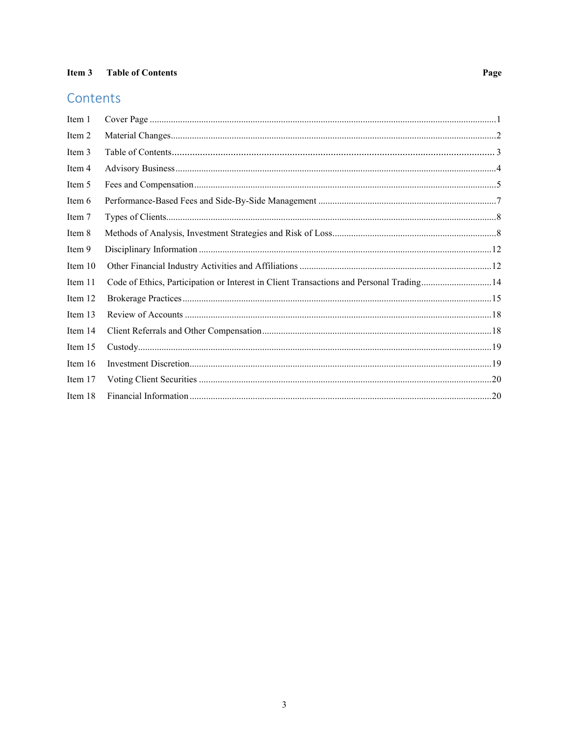**Item 3 Table of Contents** **Page**

## Contents

| Item | Title | Page |
|---|---|---|
| Item 1 | Cover Page | 1 |
| Item 2 | Material Changes | 2 |
| Item 3 | Table of Contents | 3 |
| Item 4 | Advisory Business | 4 |
| Item 5 | Fees and Compensation | 5 |
| Item 6 | Performance-Based Fees and Side-By-Side Management | 7 |
| Item 7 | Types of Clients | 8 |
| Item 8 | Methods of Analysis, Investment Strategies and Risk of Loss | 8 |
| Item 9 | Disciplinary Information | 12 |
| Item 10 | Other Financial Industry Activities and Affiliations | 12 |
| Item 11 | Code of Ethics, Participation or Interest in Client Transactions and Personal Trading | 14 |
| Item 12 | Brokerage Practices | 15 |
| Item 13 | Review of Accounts | 18 |
| Item 14 | Client Referrals and Other Compensation | 18 |
| Item 15 | Custody | 19 |
| Item 16 | Investment Discretion | 19 |
| Item 17 | Voting Client Securities | 20 |
| Item 18 | Financial Information | 20 |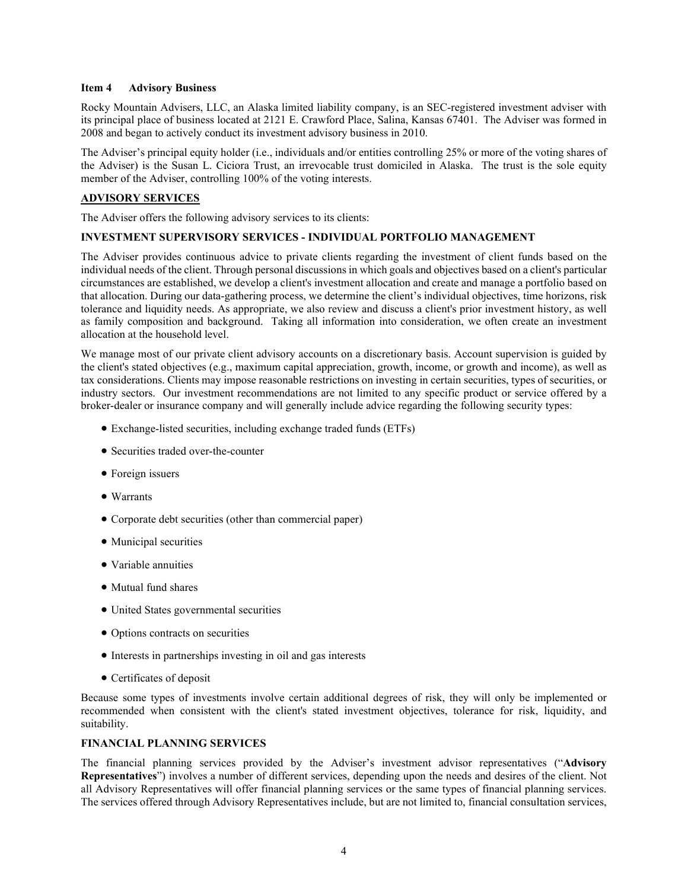## Item 4 Advisory Business

Rocky Mountain Advisers, LLC, an Alaska limited liability company, is an SEC-registered investment adviser with its principal place of business located at 2121 E. Crawford Place, Salina, Kansas 67401. The Adviser was formed in 2008 and began to actively conduct its investment advisory business in 2010.

The Adviser's principal equity holder (i.e., individuals and/or entities controlling 25% or more of the voting shares of the Adviser) is the Susan L. Ciciora Trust, an irrevocable trust domiciled in Alaska. The trust is the sole equity member of the Adviser, controlling 100% of the voting interests.

### ADVISORY SERVICES

The Adviser offers the following advisory services to its clients:

### INVESTMENT SUPERVISORY SERVICES - INDIVIDUAL PORTFOLIO MANAGEMENT

The Adviser provides continuous advice to private clients regarding the investment of client funds based on the individual needs of the client. Through personal discussions in which goals and objectives based on a client's particular circumstances are established, we develop a client's investment allocation and create and manage a portfolio based on that allocation. During our data-gathering process, we determine the client's individual objectives, time horizons, risk tolerance and liquidity needs. As appropriate, we also review and discuss a client's prior investment history, as well as family composition and background. Taking all information into consideration, we often create an investment allocation at the household level.

We manage most of our private client advisory accounts on a discretionary basis. Account supervision is guided by the client's stated objectives (e.g., maximum capital appreciation, growth, income, or growth and income), as well as tax considerations. Clients may impose reasonable restrictions on investing in certain securities, types of securities, or industry sectors. Our investment recommendations are not limited to any specific product or service offered by a broker-dealer or insurance company and will generally include advice regarding the following security types:

- Exchange-listed securities, including exchange traded funds (ETFs)
- Securities traded over-the-counter
- Foreign issuers
- Warrants
- Corporate debt securities (other than commercial paper)
- Municipal securities
- Variable annuities
- Mutual fund shares
- United States governmental securities
- Options contracts on securities
- Interests in partnerships investing in oil and gas interests
- Certificates of deposit

Because some types of investments involve certain additional degrees of risk, they will only be implemented or recommended when consistent with the client's stated investment objectives, tolerance for risk, liquidity, and suitability.

### FINANCIAL PLANNING SERVICES

The financial planning services provided by the Adviser's investment advisor representatives ("**Advisory Representatives**") involves a number of different services, depending upon the needs and desires of the client. Not all Advisory Representatives will offer financial planning services or the same types of financial planning services. The services offered through Advisory Representatives include, but are not limited to, financial consultation services,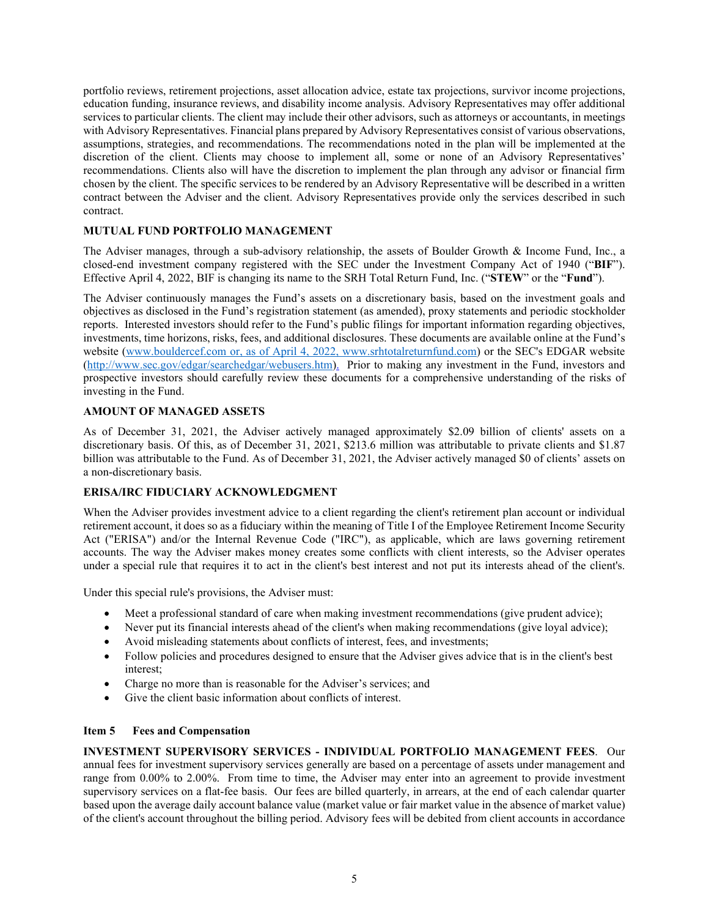portfolio reviews, retirement projections, asset allocation advice, estate tax projections, survivor income projections, education funding, insurance reviews, and disability income analysis. Advisory Representatives may offer additional services to particular clients. The client may include their other advisors, such as attorneys or accountants, in meetings with Advisory Representatives. Financial plans prepared by Advisory Representatives consist of various observations, assumptions, strategies, and recommendations. The recommendations noted in the plan will be implemented at the discretion of the client. Clients may choose to implement all, some or none of an Advisory Representatives' recommendations. Clients also will have the discretion to implement the plan through any advisor or financial firm chosen by the client. The specific services to be rendered by an Advisory Representative will be described in a written contract between the Adviser and the client. Advisory Representatives provide only the services described in such contract.

**MUTUAL FUND PORTFOLIO MANAGEMENT**

The Adviser manages, through a sub-advisory relationship, the assets of Boulder Growth & Income Fund, Inc., a closed-end investment company registered with the SEC under the Investment Company Act of 1940 ("**BIF**"). Effective April 4, 2022, BIF is changing its name to the SRH Total Return Fund, Inc. ("**STEW**" or the "**Fund**").

The Adviser continuously manages the Fund's assets on a discretionary basis, based on the investment goals and objectives as disclosed in the Fund's registration statement (as amended), proxy statements and periodic stockholder reports. Interested investors should refer to the Fund's public filings for important information regarding objectives, investments, time horizons, risks, fees, and additional disclosures. These documents are available online at the Fund's website (www.bouldercef.com or, as of April 4, 2022, www.srhtotalreturnfund.com) or the SEC's EDGAR website (http://www.sec.gov/edgar/searchedgar/webusers.htm). Prior to making any investment in the Fund, investors and prospective investors should carefully review these documents for a comprehensive understanding of the risks of investing in the Fund.

**AMOUNT OF MANAGED ASSETS**

As of December 31, 2021, the Adviser actively managed approximately $2.09 billion of clients' assets on a discretionary basis. Of this, as of December 31, 2021, $213.6 million was attributable to private clients and $1.87 billion was attributable to the Fund. As of December 31, 2021, the Adviser actively managed $0 of clients' assets on a non-discretionary basis.

**ERISA/IRC FIDUCIARY ACKNOWLEDGMENT**

When the Adviser provides investment advice to a client regarding the client's retirement plan account or individual retirement account, it does so as a fiduciary within the meaning of Title I of the Employee Retirement Income Security Act ("ERISA") and/or the Internal Revenue Code ("IRC"), as applicable, which are laws governing retirement accounts. The way the Adviser makes money creates some conflicts with client interests, so the Adviser operates under a special rule that requires it to act in the client's best interest and not put its interests ahead of the client's.

Under this special rule's provisions, the Adviser must:

- Meet a professional standard of care when making investment recommendations (give prudent advice);
- Never put its financial interests ahead of the client's when making recommendations (give loyal advice);
- Avoid misleading statements about conflicts of interest, fees, and investments;
- Follow policies and procedures designed to ensure that the Adviser gives advice that is in the client's best interest;
- Charge no more than is reasonable for the Adviser's services; and
- Give the client basic information about conflicts of interest.

## Item 5 Fees and Compensation

**INVESTMENT SUPERVISORY SERVICES - INDIVIDUAL PORTFOLIO MANAGEMENT FEES**. Our annual fees for investment supervisory services generally are based on a percentage of assets under management and range from 0.00% to 2.00%. From time to time, the Adviser may enter into an agreement to provide investment supervisory services on a flat-fee basis. Our fees are billed quarterly, in arrears, at the end of each calendar quarter based upon the average daily account balance value (market value or fair market value in the absence of market value) of the client's account throughout the billing period. Advisory fees will be debited from client accounts in accordance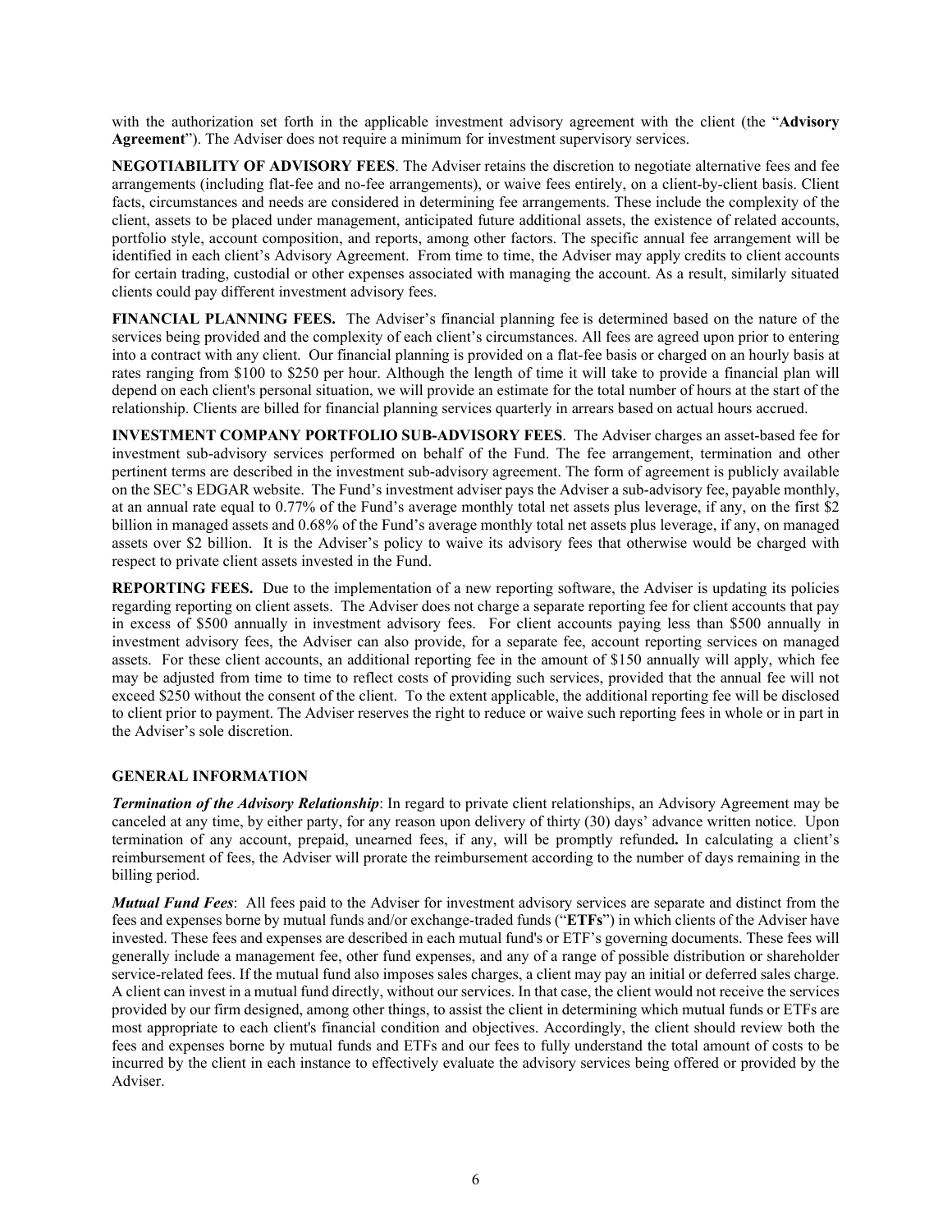with the authorization set forth in the applicable investment advisory agreement with the client (the "**Advisory Agreement**"). The Adviser does not require a minimum for investment supervisory services.

**NEGOTIABILITY OF ADVISORY FEES**. The Adviser retains the discretion to negotiate alternative fees and fee arrangements (including flat-fee and no-fee arrangements), or waive fees entirely, on a client-by-client basis. Client facts, circumstances and needs are considered in determining fee arrangements. These include the complexity of the client, assets to be placed under management, anticipated future additional assets, the existence of related accounts, portfolio style, account composition, and reports, among other factors. The specific annual fee arrangement will be identified in each client's Advisory Agreement. From time to time, the Adviser may apply credits to client accounts for certain trading, custodial or other expenses associated with managing the account. As a result, similarly situated clients could pay different investment advisory fees.

**FINANCIAL PLANNING FEES.** The Adviser's financial planning fee is determined based on the nature of the services being provided and the complexity of each client's circumstances. All fees are agreed upon prior to entering into a contract with any client. Our financial planning is provided on a flat-fee basis or charged on an hourly basis at rates ranging from \$100 to \$250 per hour. Although the length of time it will take to provide a financial plan will depend on each client's personal situation, we will provide an estimate for the total number of hours at the start of the relationship. Clients are billed for financial planning services quarterly in arrears based on actual hours accrued.

**INVESTMENT COMPANY PORTFOLIO SUB-ADVISORY FEES**. The Adviser charges an asset-based fee for investment sub-advisory services performed on behalf of the Fund. The fee arrangement, termination and other pertinent terms are described in the investment sub-advisory agreement. The form of agreement is publicly available on the SEC's EDGAR website. The Fund's investment adviser pays the Adviser a sub-advisory fee, payable monthly, at an annual rate equal to 0.77% of the Fund's average monthly total net assets plus leverage, if any, on the first \$2 billion in managed assets and 0.68% of the Fund's average monthly total net assets plus leverage, if any, on managed assets over \$2 billion. It is the Adviser's policy to waive its advisory fees that otherwise would be charged with respect to private client assets invested in the Fund.

**REPORTING FEES.** Due to the implementation of a new reporting software, the Adviser is updating its policies regarding reporting on client assets. The Adviser does not charge a separate reporting fee for client accounts that pay in excess of \$500 annually in investment advisory fees. For client accounts paying less than \$500 annually in investment advisory fees, the Adviser can also provide, for a separate fee, account reporting services on managed assets. For these client accounts, an additional reporting fee in the amount of \$150 annually will apply, which fee may be adjusted from time to time to reflect costs of providing such services, provided that the annual fee will not exceed \$250 without the consent of the client. To the extent applicable, the additional reporting fee will be disclosed to client prior to payment. The Adviser reserves the right to reduce or waive such reporting fees in whole or in part in the Adviser's sole discretion.

**GENERAL INFORMATION**

***Termination of the Advisory Relationship***: In regard to private client relationships, an Advisory Agreement may be canceled at any time, by either party, for any reason upon delivery of thirty (30) days' advance written notice. Upon termination of any account, prepaid, unearned fees, if any, will be promptly refunded**.** In calculating a client's reimbursement of fees, the Adviser will prorate the reimbursement according to the number of days remaining in the billing period.

***Mutual Fund Fees***: All fees paid to the Adviser for investment advisory services are separate and distinct from the fees and expenses borne by mutual funds and/or exchange-traded funds ("**ETFs**") in which clients of the Adviser have invested. These fees and expenses are described in each mutual fund's or ETF's governing documents. These fees will generally include a management fee, other fund expenses, and any of a range of possible distribution or shareholder service-related fees. If the mutual fund also imposes sales charges, a client may pay an initial or deferred sales charge. A client can invest in a mutual fund directly, without our services. In that case, the client would not receive the services provided by our firm designed, among other things, to assist the client in determining which mutual funds or ETFs are most appropriate to each client's financial condition and objectives. Accordingly, the client should review both the fees and expenses borne by mutual funds and ETFs and our fees to fully understand the total amount of costs to be incurred by the client in each instance to effectively evaluate the advisory services being offered or provided by the Adviser.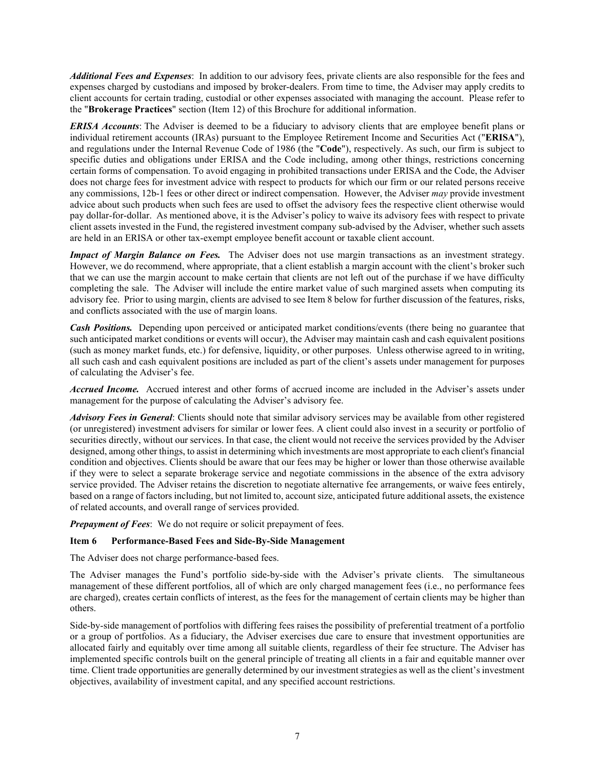***Additional Fees and Expenses***: In addition to our advisory fees, private clients are also responsible for the fees and expenses charged by custodians and imposed by broker-dealers. From time to time, the Adviser may apply credits to client accounts for certain trading, custodial or other expenses associated with managing the account. Please refer to the "**Brokerage Practices**" section (Item 12) of this Brochure for additional information.

***ERISA Accounts***: The Adviser is deemed to be a fiduciary to advisory clients that are employee benefit plans or individual retirement accounts (IRAs) pursuant to the Employee Retirement Income and Securities Act ("**ERISA**"), and regulations under the Internal Revenue Code of 1986 (the "**Code**"), respectively. As such, our firm is subject to specific duties and obligations under ERISA and the Code including, among other things, restrictions concerning certain forms of compensation. To avoid engaging in prohibited transactions under ERISA and the Code, the Adviser does not charge fees for investment advice with respect to products for which our firm or our related persons receive any commissions, 12b-1 fees or other direct or indirect compensation. However, the Adviser *may* provide investment advice about such products when such fees are used to offset the advisory fees the respective client otherwise would pay dollar-for-dollar. As mentioned above, it is the Adviser's policy to waive its advisory fees with respect to private client assets invested in the Fund, the registered investment company sub-advised by the Adviser, whether such assets are held in an ERISA or other tax-exempt employee benefit account or taxable client account.

***Impact of Margin Balance on Fees.*** The Adviser does not use margin transactions as an investment strategy. However, we do recommend, where appropriate, that a client establish a margin account with the client's broker such that we can use the margin account to make certain that clients are not left out of the purchase if we have difficulty completing the sale. The Adviser will include the entire market value of such margined assets when computing its advisory fee. Prior to using margin, clients are advised to see Item 8 below for further discussion of the features, risks, and conflicts associated with the use of margin loans.

***Cash Positions.*** Depending upon perceived or anticipated market conditions/events (there being no guarantee that such anticipated market conditions or events will occur), the Adviser may maintain cash and cash equivalent positions (such as money market funds, etc.) for defensive, liquidity, or other purposes. Unless otherwise agreed to in writing, all such cash and cash equivalent positions are included as part of the client's assets under management for purposes of calculating the Adviser's fee.

***Accrued Income.*** Accrued interest and other forms of accrued income are included in the Adviser's assets under management for the purpose of calculating the Adviser's advisory fee.

***Advisory Fees in General***: Clients should note that similar advisory services may be available from other registered (or unregistered) investment advisers for similar or lower fees. A client could also invest in a security or portfolio of securities directly, without our services. In that case, the client would not receive the services provided by the Adviser designed, among other things, to assist in determining which investments are most appropriate to each client's financial condition and objectives. Clients should be aware that our fees may be higher or lower than those otherwise available if they were to select a separate brokerage service and negotiate commissions in the absence of the extra advisory service provided. The Adviser retains the discretion to negotiate alternative fee arrangements, or waive fees entirely, based on a range of factors including, but not limited to, account size, anticipated future additional assets, the existence of related accounts, and overall range of services provided.

***Prepayment of Fees***: We do not require or solicit prepayment of fees.

## Item 6 Performance-Based Fees and Side-By-Side Management

The Adviser does not charge performance-based fees.

The Adviser manages the Fund's portfolio side-by-side with the Adviser's private clients. The simultaneous management of these different portfolios, all of which are only charged management fees (i.e., no performance fees are charged), creates certain conflicts of interest, as the fees for the management of certain clients may be higher than others.

Side-by-side management of portfolios with differing fees raises the possibility of preferential treatment of a portfolio or a group of portfolios. As a fiduciary, the Adviser exercises due care to ensure that investment opportunities are allocated fairly and equitably over time among all suitable clients, regardless of their fee structure. The Adviser has implemented specific controls built on the general principle of treating all clients in a fair and equitable manner over time. Client trade opportunities are generally determined by our investment strategies as well as the client's investment objectives, availability of investment capital, and any specified account restrictions.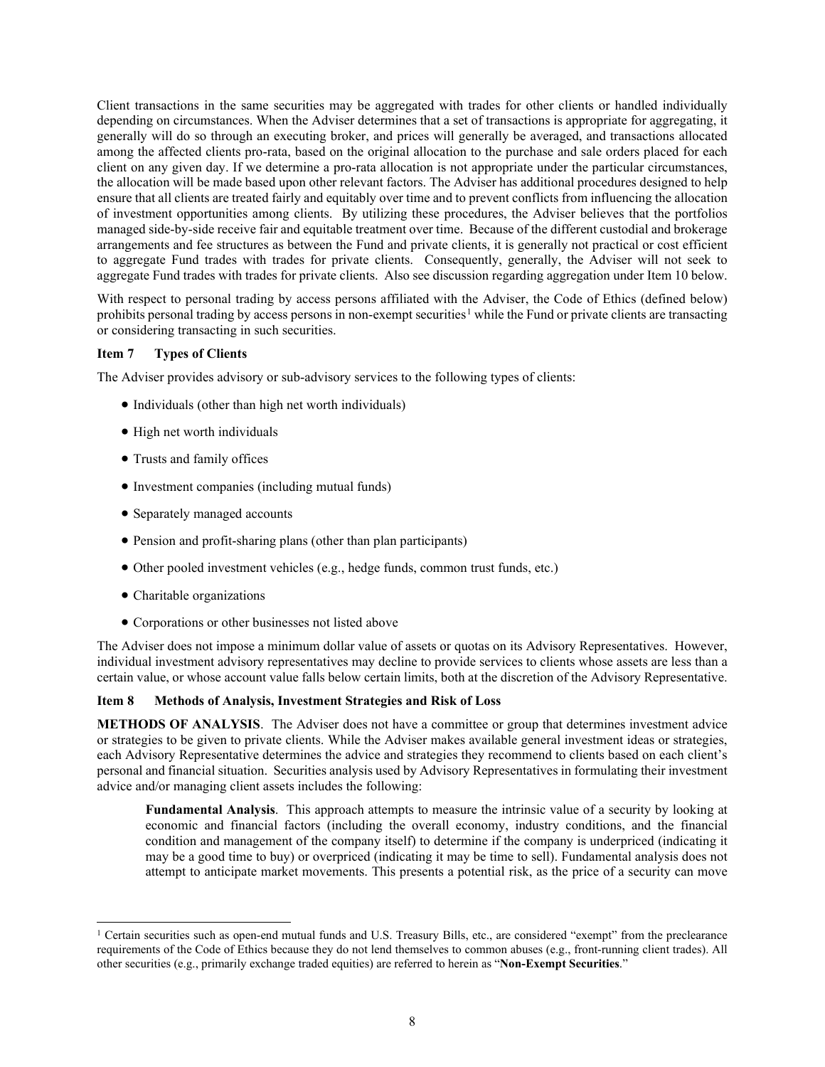Client transactions in the same securities may be aggregated with trades for other clients or handled individually depending on circumstances. When the Adviser determines that a set of transactions is appropriate for aggregating, it generally will do so through an executing broker, and prices will generally be averaged, and transactions allocated among the affected clients pro-rata, based on the original allocation to the purchase and sale orders placed for each client on any given day. If we determine a pro-rata allocation is not appropriate under the particular circumstances, the allocation will be made based upon other relevant factors. The Adviser has additional procedures designed to help ensure that all clients are treated fairly and equitably over time and to prevent conflicts from influencing the allocation of investment opportunities among clients. By utilizing these procedures, the Adviser believes that the portfolios managed side-by-side receive fair and equitable treatment over time. Because of the different custodial and brokerage arrangements and fee structures as between the Fund and private clients, it is generally not practical or cost efficient to aggregate Fund trades with trades for private clients. Consequently, generally, the Adviser will not seek to aggregate Fund trades with trades for private clients. Also see discussion regarding aggregation under Item 10 below.

With respect to personal trading by access persons affiliated with the Adviser, the Code of Ethics (defined below) prohibits personal trading by access persons in non-exempt securities[1] while the Fund or private clients are transacting or considering transacting in such securities.

### Item 7 Types of Clients

The Adviser provides advisory or sub-advisory services to the following types of clients:

- Individuals (other than high net worth individuals)
- High net worth individuals
- Trusts and family offices
- Investment companies (including mutual funds)
- Separately managed accounts
- Pension and profit-sharing plans (other than plan participants)
- Other pooled investment vehicles (e.g., hedge funds, common trust funds, etc.)
- Charitable organizations
- Corporations or other businesses not listed above

The Adviser does not impose a minimum dollar value of assets or quotas on its Advisory Representatives. However, individual investment advisory representatives may decline to provide services to clients whose assets are less than a certain value, or whose account value falls below certain limits, both at the discretion of the Advisory Representative.

### Item 8 Methods of Analysis, Investment Strategies and Risk of Loss

**METHODS OF ANALYSIS**. The Adviser does not have a committee or group that determines investment advice or strategies to be given to private clients. While the Adviser makes available general investment ideas or strategies, each Advisory Representative determines the advice and strategies they recommend to clients based on each client's personal and financial situation. Securities analysis used by Advisory Representatives in formulating their investment advice and/or managing client assets includes the following:

> **Fundamental Analysis**. This approach attempts to measure the intrinsic value of a security by looking at economic and financial factors (including the overall economy, industry conditions, and the financial condition and management of the company itself) to determine if the company is underpriced (indicating it may be a good time to buy) or overpriced (indicating it may be time to sell). Fundamental analysis does not attempt to anticipate market movements. This presents a potential risk, as the price of a security can move

---

[1] Certain securities such as open-end mutual funds and U.S. Treasury Bills, etc., are considered "exempt" from the preclearance requirements of the Code of Ethics because they do not lend themselves to common abuses (e.g., front-running client trades). All other securities (e.g., primarily exchange traded equities) are referred to herein as "**Non-Exempt Securities**."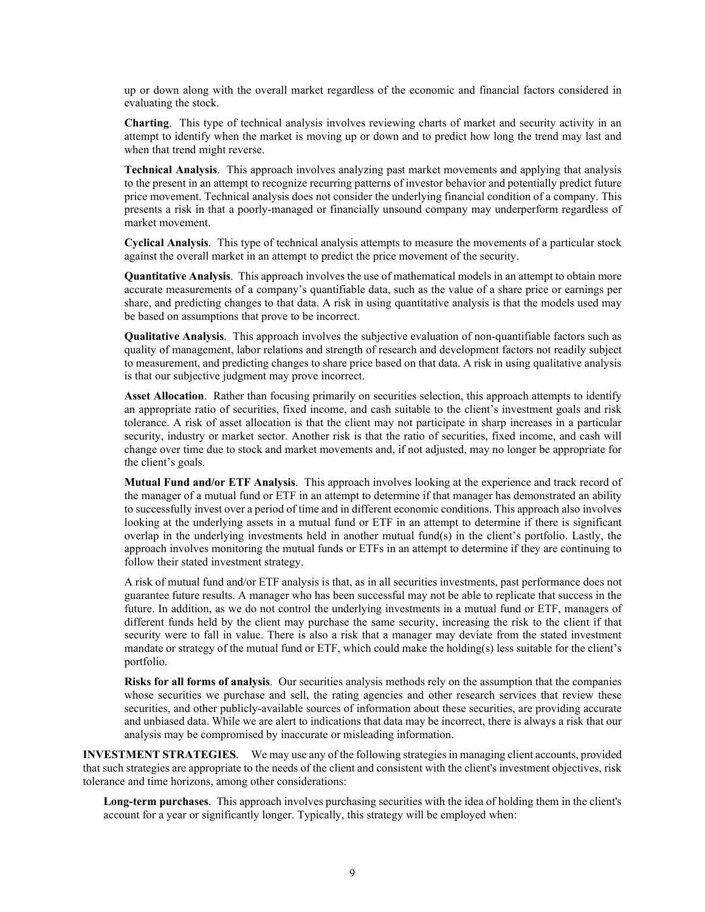up or down along with the overall market regardless of the economic and financial factors considered in evaluating the stock.

**Charting**. This type of technical analysis involves reviewing charts of market and security activity in an attempt to identify when the market is moving up or down and to predict how long the trend may last and when that trend might reverse.

**Technical Analysis**. This approach involves analyzing past market movements and applying that analysis to the present in an attempt to recognize recurring patterns of investor behavior and potentially predict future price movement. Technical analysis does not consider the underlying financial condition of a company. This presents a risk in that a poorly-managed or financially unsound company may underperform regardless of market movement.

**Cyclical Analysis**. This type of technical analysis attempts to measure the movements of a particular stock against the overall market in an attempt to predict the price movement of the security.

**Quantitative Analysis**. This approach involves the use of mathematical models in an attempt to obtain more accurate measurements of a company's quantifiable data, such as the value of a share price or earnings per share, and predicting changes to that data. A risk in using quantitative analysis is that the models used may be based on assumptions that prove to be incorrect.

**Qualitative Analysis**. This approach involves the subjective evaluation of non-quantifiable factors such as quality of management, labor relations and strength of research and development factors not readily subject to measurement, and predicting changes to share price based on that data. A risk in using qualitative analysis is that our subjective judgment may prove incorrect.

**Asset Allocation**. Rather than focusing primarily on securities selection, this approach attempts to identify an appropriate ratio of securities, fixed income, and cash suitable to the client's investment goals and risk tolerance. A risk of asset allocation is that the client may not participate in sharp increases in a particular security, industry or market sector. Another risk is that the ratio of securities, fixed income, and cash will change over time due to stock and market movements and, if not adjusted, may no longer be appropriate for the client's goals.

**Mutual Fund and/or ETF Analysis**. This approach involves looking at the experience and track record of the manager of a mutual fund or ETF in an attempt to determine if that manager has demonstrated an ability to successfully invest over a period of time and in different economic conditions. This approach also involves looking at the underlying assets in a mutual fund or ETF in an attempt to determine if there is significant overlap in the underlying investments held in another mutual fund(s) in the client's portfolio. Lastly, the approach involves monitoring the mutual funds or ETFs in an attempt to determine if they are continuing to follow their stated investment strategy.

A risk of mutual fund and/or ETF analysis is that, as in all securities investments, past performance does not guarantee future results. A manager who has been successful may not be able to replicate that success in the future. In addition, as we do not control the underlying investments in a mutual fund or ETF, managers of different funds held by the client may purchase the same security, increasing the risk to the client if that security were to fall in value. There is also a risk that a manager may deviate from the stated investment mandate or strategy of the mutual fund or ETF, which could make the holding(s) less suitable for the client's portfolio.

**Risks for all forms of analysis**. Our securities analysis methods rely on the assumption that the companies whose securities we purchase and sell, the rating agencies and other research services that review these securities, and other publicly-available sources of information about these securities, are providing accurate and unbiased data. While we are alert to indications that data may be incorrect, there is always a risk that our analysis may be compromised by inaccurate or misleading information.

**INVESTMENT STRATEGIES**. We may use any of the following strategies in managing client accounts, provided that such strategies are appropriate to the needs of the client and consistent with the client's investment objectives, risk tolerance and time horizons, among other considerations:

**Long-term purchases**. This approach involves purchasing securities with the idea of holding them in the client's account for a year or significantly longer. Typically, this strategy will be employed when: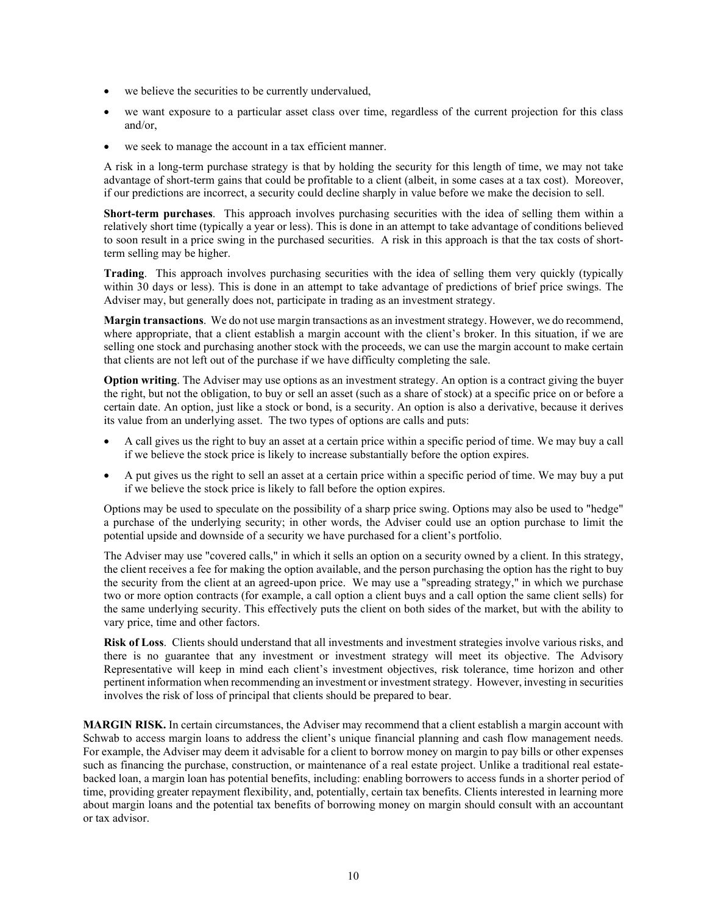- we believe the securities to be currently undervalued,
- we want exposure to a particular asset class over time, regardless of the current projection for this class and/or,
- we seek to manage the account in a tax efficient manner.

A risk in a long-term purchase strategy is that by holding the security for this length of time, we may not take advantage of short-term gains that could be profitable to a client (albeit, in some cases at a tax cost). Moreover, if our predictions are incorrect, a security could decline sharply in value before we make the decision to sell.

**Short-term purchases**. This approach involves purchasing securities with the idea of selling them within a relatively short time (typically a year or less). This is done in an attempt to take advantage of conditions believed to soon result in a price swing in the purchased securities. A risk in this approach is that the tax costs of short-term selling may be higher.

**Trading**. This approach involves purchasing securities with the idea of selling them very quickly (typically within 30 days or less). This is done in an attempt to take advantage of predictions of brief price swings. The Adviser may, but generally does not, participate in trading as an investment strategy.

**Margin transactions**. We do not use margin transactions as an investment strategy. However, we do recommend, where appropriate, that a client establish a margin account with the client's broker. In this situation, if we are selling one stock and purchasing another stock with the proceeds, we can use the margin account to make certain that clients are not left out of the purchase if we have difficulty completing the sale.

**Option writing**. The Adviser may use options as an investment strategy. An option is a contract giving the buyer the right, but not the obligation, to buy or sell an asset (such as a share of stock) at a specific price on or before a certain date. An option, just like a stock or bond, is a security. An option is also a derivative, because it derives its value from an underlying asset. The two types of options are calls and puts:

- A call gives us the right to buy an asset at a certain price within a specific period of time. We may buy a call if we believe the stock price is likely to increase substantially before the option expires.
- A put gives us the right to sell an asset at a certain price within a specific period of time. We may buy a put if we believe the stock price is likely to fall before the option expires.

Options may be used to speculate on the possibility of a sharp price swing. Options may also be used to "hedge" a purchase of the underlying security; in other words, the Adviser could use an option purchase to limit the potential upside and downside of a security we have purchased for a client's portfolio.

The Adviser may use "covered calls," in which it sells an option on a security owned by a client. In this strategy, the client receives a fee for making the option available, and the person purchasing the option has the right to buy the security from the client at an agreed-upon price. We may use a "spreading strategy," in which we purchase two or more option contracts (for example, a call option a client buys and a call option the same client sells) for the same underlying security. This effectively puts the client on both sides of the market, but with the ability to vary price, time and other factors.

**Risk of Loss**. Clients should understand that all investments and investment strategies involve various risks, and there is no guarantee that any investment or investment strategy will meet its objective. The Advisory Representative will keep in mind each client's investment objectives, risk tolerance, time horizon and other pertinent information when recommending an investment or investment strategy. However, investing in securities involves the risk of loss of principal that clients should be prepared to bear.

**MARGIN RISK.** In certain circumstances, the Adviser may recommend that a client establish a margin account with Schwab to access margin loans to address the client's unique financial planning and cash flow management needs. For example, the Adviser may deem it advisable for a client to borrow money on margin to pay bills or other expenses such as financing the purchase, construction, or maintenance of a real estate project. Unlike a traditional real estate-backed loan, a margin loan has potential benefits, including: enabling borrowers to access funds in a shorter period of time, providing greater repayment flexibility, and, potentially, certain tax benefits. Clients interested in learning more about margin loans and the potential tax benefits of borrowing money on margin should consult with an accountant or tax advisor.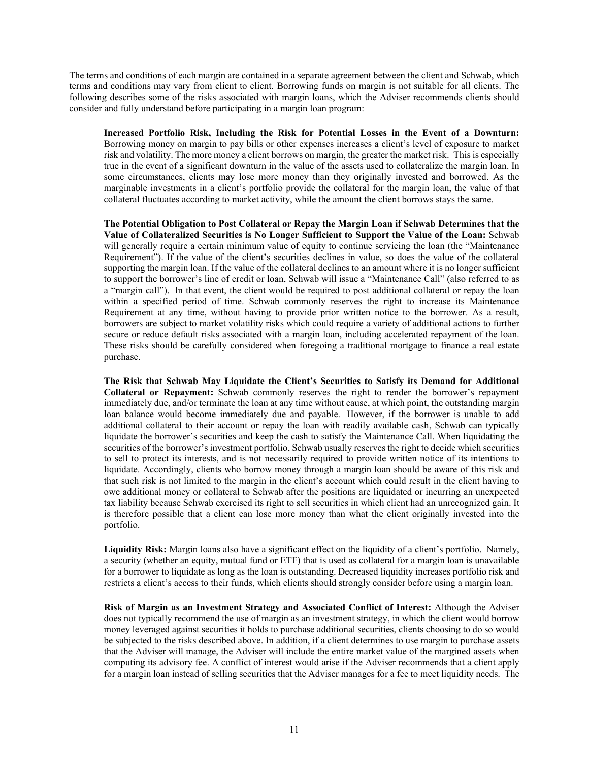The terms and conditions of each margin are contained in a separate agreement between the client and Schwab, which terms and conditions may vary from client to client. Borrowing funds on margin is not suitable for all clients. The following describes some of the risks associated with margin loans, which the Adviser recommends clients should consider and fully understand before participating in a margin loan program:

**Increased Portfolio Risk, Including the Risk for Potential Losses in the Event of a Downturn:** Borrowing money on margin to pay bills or other expenses increases a client's level of exposure to market risk and volatility. The more money a client borrows on margin, the greater the market risk. This is especially true in the event of a significant downturn in the value of the assets used to collateralize the margin loan. In some circumstances, clients may lose more money than they originally invested and borrowed. As the marginable investments in a client's portfolio provide the collateral for the margin loan, the value of that collateral fluctuates according to market activity, while the amount the client borrows stays the same.

**The Potential Obligation to Post Collateral or Repay the Margin Loan if Schwab Determines that the Value of Collateralized Securities is No Longer Sufficient to Support the Value of the Loan:** Schwab will generally require a certain minimum value of equity to continue servicing the loan (the "Maintenance Requirement"). If the value of the client's securities declines in value, so does the value of the collateral supporting the margin loan. If the value of the collateral declines to an amount where it is no longer sufficient to support the borrower's line of credit or loan, Schwab will issue a "Maintenance Call" (also referred to as a "margin call"). In that event, the client would be required to post additional collateral or repay the loan within a specified period of time. Schwab commonly reserves the right to increase its Maintenance Requirement at any time, without having to provide prior written notice to the borrower. As a result, borrowers are subject to market volatility risks which could require a variety of additional actions to further secure or reduce default risks associated with a margin loan, including accelerated repayment of the loan. These risks should be carefully considered when foregoing a traditional mortgage to finance a real estate purchase.

**The Risk that Schwab May Liquidate the Client's Securities to Satisfy its Demand for Additional Collateral or Repayment:** Schwab commonly reserves the right to render the borrower's repayment immediately due, and/or terminate the loan at any time without cause, at which point, the outstanding margin loan balance would become immediately due and payable. However, if the borrower is unable to add additional collateral to their account or repay the loan with readily available cash, Schwab can typically liquidate the borrower's securities and keep the cash to satisfy the Maintenance Call. When liquidating the securities of the borrower's investment portfolio, Schwab usually reserves the right to decide which securities to sell to protect its interests, and is not necessarily required to provide written notice of its intentions to liquidate. Accordingly, clients who borrow money through a margin loan should be aware of this risk and that such risk is not limited to the margin in the client's account which could result in the client having to owe additional money or collateral to Schwab after the positions are liquidated or incurring an unexpected tax liability because Schwab exercised its right to sell securities in which client had an unrecognized gain. It is therefore possible that a client can lose more money than what the client originally invested into the portfolio.

**Liquidity Risk:** Margin loans also have a significant effect on the liquidity of a client's portfolio. Namely, a security (whether an equity, mutual fund or ETF) that is used as collateral for a margin loan is unavailable for a borrower to liquidate as long as the loan is outstanding. Decreased liquidity increases portfolio risk and restricts a client's access to their funds, which clients should strongly consider before using a margin loan.

**Risk of Margin as an Investment Strategy and Associated Conflict of Interest:** Although the Adviser does not typically recommend the use of margin as an investment strategy, in which the client would borrow money leveraged against securities it holds to purchase additional securities, clients choosing to do so would be subjected to the risks described above. In addition, if a client determines to use margin to purchase assets that the Adviser will manage, the Adviser will include the entire market value of the margined assets when computing its advisory fee. A conflict of interest would arise if the Adviser recommends that a client apply for a margin loan instead of selling securities that the Adviser manages for a fee to meet liquidity needs. The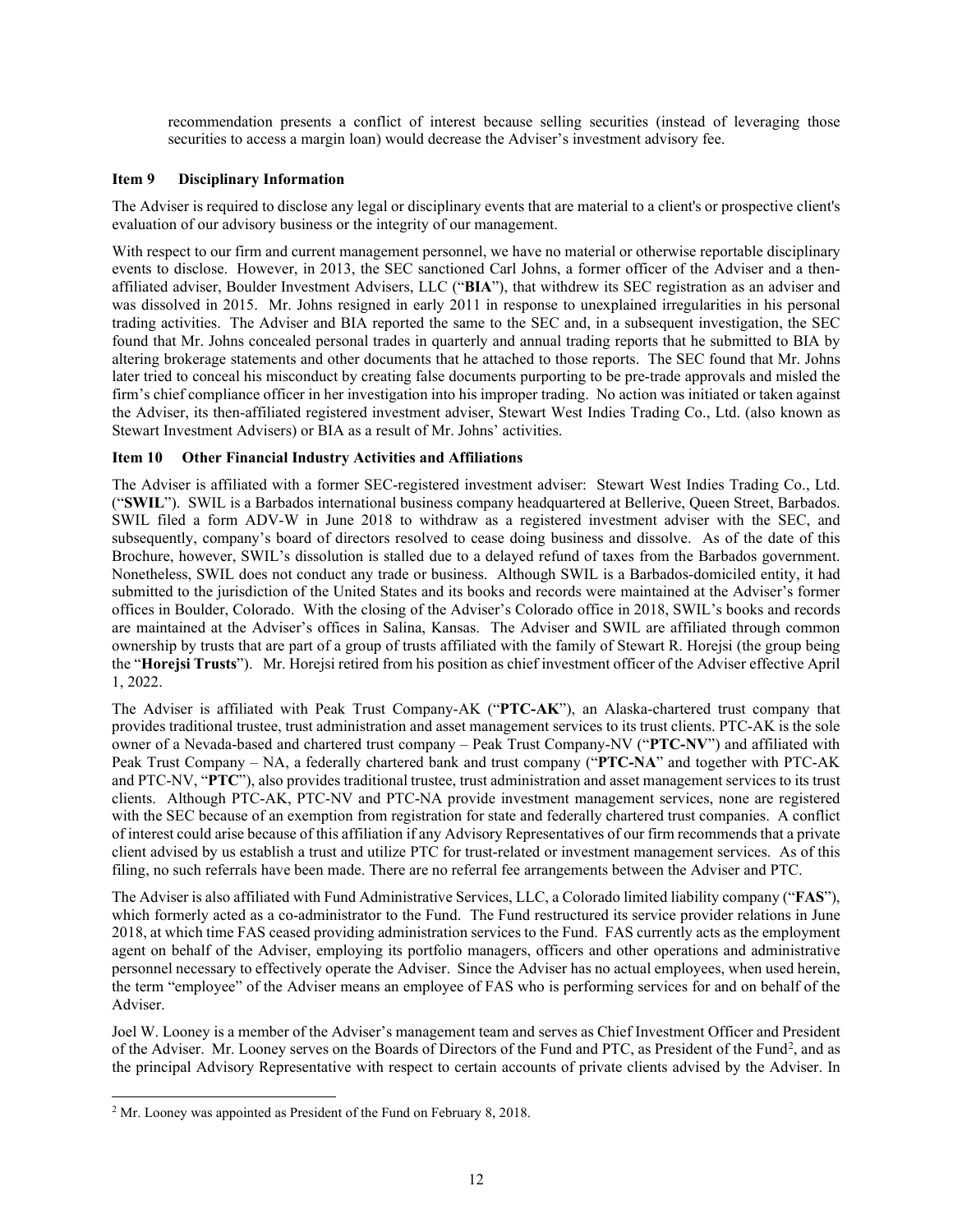recommendation presents a conflict of interest because selling securities (instead of leveraging those securities to access a margin loan) would decrease the Adviser's investment advisory fee.

## Item 9 Disciplinary Information

The Adviser is required to disclose any legal or disciplinary events that are material to a client's or prospective client's evaluation of our advisory business or the integrity of our management.

With respect to our firm and current management personnel, we have no material or otherwise reportable disciplinary events to disclose. However, in 2013, the SEC sanctioned Carl Johns, a former officer of the Adviser and a then-affiliated adviser, Boulder Investment Advisers, LLC ("**BIA**"), that withdrew its SEC registration as an adviser and was dissolved in 2015. Mr. Johns resigned in early 2011 in response to unexplained irregularities in his personal trading activities. The Adviser and BIA reported the same to the SEC and, in a subsequent investigation, the SEC found that Mr. Johns concealed personal trades in quarterly and annual trading reports that he submitted to BIA by altering brokerage statements and other documents that he attached to those reports. The SEC found that Mr. Johns later tried to conceal his misconduct by creating false documents purporting to be pre-trade approvals and misled the firm's chief compliance officer in her investigation into his improper trading. No action was initiated or taken against the Adviser, its then-affiliated registered investment adviser, Stewart West Indies Trading Co., Ltd. (also known as Stewart Investment Advisers) or BIA as a result of Mr. Johns' activities.

## Item 10 Other Financial Industry Activities and Affiliations

The Adviser is affiliated with a former SEC-registered investment adviser: Stewart West Indies Trading Co., Ltd. ("**SWIL**"). SWIL is a Barbados international business company headquartered at Bellerive, Queen Street, Barbados. SWIL filed a form ADV-W in June 2018 to withdraw as a registered investment adviser with the SEC, and subsequently, company's board of directors resolved to cease doing business and dissolve. As of the date of this Brochure, however, SWIL's dissolution is stalled due to a delayed refund of taxes from the Barbados government. Nonetheless, SWIL does not conduct any trade or business. Although SWIL is a Barbados-domiciled entity, it had submitted to the jurisdiction of the United States and its books and records were maintained at the Adviser's former offices in Boulder, Colorado. With the closing of the Adviser's Colorado office in 2018, SWIL's books and records are maintained at the Adviser's offices in Salina, Kansas. The Adviser and SWIL are affiliated through common ownership by trusts that are part of a group of trusts affiliated with the family of Stewart R. Horejsi (the group being the "**Horejsi Trusts**"). Mr. Horejsi retired from his position as chief investment officer of the Adviser effective April 1, 2022.

The Adviser is affiliated with Peak Trust Company-AK ("**PTC-AK**"), an Alaska-chartered trust company that provides traditional trustee, trust administration and asset management services to its trust clients. PTC-AK is the sole owner of a Nevada-based and chartered trust company – Peak Trust Company-NV ("**PTC-NV**") and affiliated with Peak Trust Company – NA, a federally chartered bank and trust company ("**PTC-NA**" and together with PTC-AK and PTC-NV, "**PTC**"), also provides traditional trustee, trust administration and asset management services to its trust clients. Although PTC-AK, PTC-NV and PTC-NA provide investment management services, none are registered with the SEC because of an exemption from registration for state and federally chartered trust companies. A conflict of interest could arise because of this affiliation if any Advisory Representatives of our firm recommends that a private client advised by us establish a trust and utilize PTC for trust-related or investment management services. As of this filing, no such referrals have been made. There are no referral fee arrangements between the Adviser and PTC.

The Adviser is also affiliated with Fund Administrative Services, LLC, a Colorado limited liability company ("**FAS**"), which formerly acted as a co-administrator to the Fund. The Fund restructured its service provider relations in June 2018, at which time FAS ceased providing administration services to the Fund. FAS currently acts as the employment agent on behalf of the Adviser, employing its portfolio managers, officers and other operations and administrative personnel necessary to effectively operate the Adviser. Since the Adviser has no actual employees, when used herein, the term "employee" of the Adviser means an employee of FAS who is performing services for and on behalf of the Adviser.

Joel W. Looney is a member of the Adviser's management team and serves as Chief Investment Officer and President of the Adviser. Mr. Looney serves on the Boards of Directors of the Fund and PTC, as President of the Fund[2], and as the principal Advisory Representative with respect to certain accounts of private clients advised by the Adviser. In

[2] Mr. Looney was appointed as President of the Fund on February 8, 2018.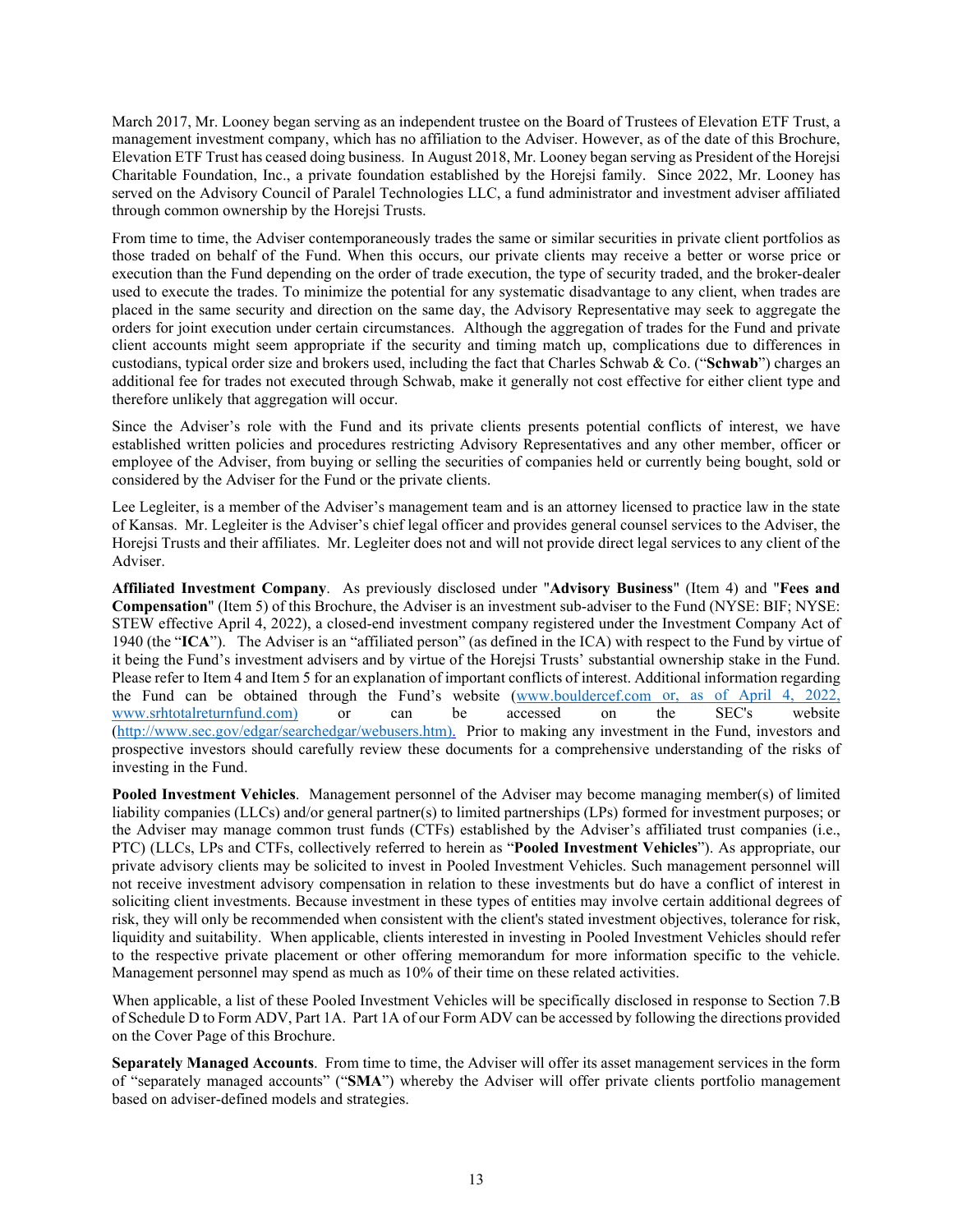March 2017, Mr. Looney began serving as an independent trustee on the Board of Trustees of Elevation ETF Trust, a management investment company, which has no affiliation to the Adviser. However, as of the date of this Brochure, Elevation ETF Trust has ceased doing business. In August 2018, Mr. Looney began serving as President of the Horejsi Charitable Foundation, Inc., a private foundation established by the Horejsi family. Since 2022, Mr. Looney has served on the Advisory Council of Paralel Technologies LLC, a fund administrator and investment adviser affiliated through common ownership by the Horejsi Trusts.

From time to time, the Adviser contemporaneously trades the same or similar securities in private client portfolios as those traded on behalf of the Fund. When this occurs, our private clients may receive a better or worse price or execution than the Fund depending on the order of trade execution, the type of security traded, and the broker-dealer used to execute the trades. To minimize the potential for any systematic disadvantage to any client, when trades are placed in the same security and direction on the same day, the Advisory Representative may seek to aggregate the orders for joint execution under certain circumstances. Although the aggregation of trades for the Fund and private client accounts might seem appropriate if the security and timing match up, complications due to differences in custodians, typical order size and brokers used, including the fact that Charles Schwab & Co. ("**Schwab**") charges an additional fee for trades not executed through Schwab, make it generally not cost effective for either client type and therefore unlikely that aggregation will occur.

Since the Adviser's role with the Fund and its private clients presents potential conflicts of interest, we have established written policies and procedures restricting Advisory Representatives and any other member, officer or employee of the Adviser, from buying or selling the securities of companies held or currently being bought, sold or considered by the Adviser for the Fund or the private clients.

Lee Legleiter, is a member of the Adviser's management team and is an attorney licensed to practice law in the state of Kansas. Mr. Legleiter is the Adviser's chief legal officer and provides general counsel services to the Adviser, the Horejsi Trusts and their affiliates. Mr. Legleiter does not and will not provide direct legal services to any client of the Adviser.

**Affiliated Investment Company**. As previously disclosed under "**Advisory Business**" (Item 4) and "**Fees and Compensation**" (Item 5) of this Brochure, the Adviser is an investment sub-adviser to the Fund (NYSE: BIF; NYSE: STEW effective April 4, 2022), a closed-end investment company registered under the Investment Company Act of 1940 (the "**ICA**"). The Adviser is an "affiliated person" (as defined in the ICA) with respect to the Fund by virtue of it being the Fund's investment advisers and by virtue of the Horejsi Trusts' substantial ownership stake in the Fund. Please refer to Item 4 and Item 5 for an explanation of important conflicts of interest. Additional information regarding the Fund can be obtained through the Fund's website (www.bouldercef.com or, as of April 4, 2022, www.srhtotalreturnfund.com) or can be accessed on the SEC's website (http://www.sec.gov/edgar/searchedgar/webusers.htm). Prior to making any investment in the Fund, investors and prospective investors should carefully review these documents for a comprehensive understanding of the risks of investing in the Fund.

**Pooled Investment Vehicles**. Management personnel of the Adviser may become managing member(s) of limited liability companies (LLCs) and/or general partner(s) to limited partnerships (LPs) formed for investment purposes; or the Adviser may manage common trust funds (CTFs) established by the Adviser's affiliated trust companies (i.e., PTC) (LLCs, LPs and CTFs, collectively referred to herein as "**Pooled Investment Vehicles**"). As appropriate, our private advisory clients may be solicited to invest in Pooled Investment Vehicles. Such management personnel will not receive investment advisory compensation in relation to these investments but do have a conflict of interest in soliciting client investments. Because investment in these types of entities may involve certain additional degrees of risk, they will only be recommended when consistent with the client's stated investment objectives, tolerance for risk, liquidity and suitability. When applicable, clients interested in investing in Pooled Investment Vehicles should refer to the respective private placement or other offering memorandum for more information specific to the vehicle. Management personnel may spend as much as 10% of their time on these related activities.

When applicable, a list of these Pooled Investment Vehicles will be specifically disclosed in response to Section 7.B of Schedule D to Form ADV, Part 1A. Part 1A of our Form ADV can be accessed by following the directions provided on the Cover Page of this Brochure.

**Separately Managed Accounts**. From time to time, the Adviser will offer its asset management services in the form of "separately managed accounts" ("**SMA**") whereby the Adviser will offer private clients portfolio management based on adviser-defined models and strategies.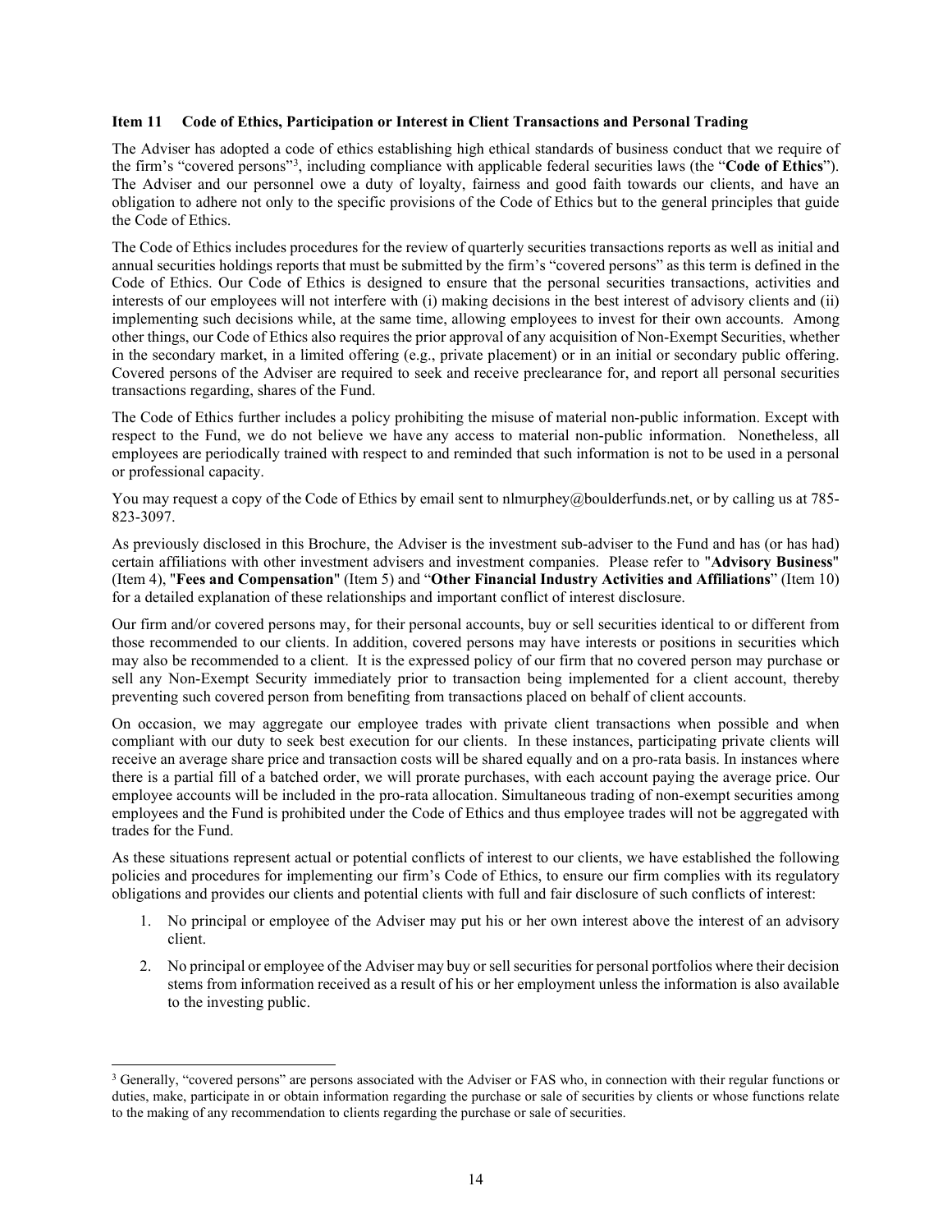## Item 11 Code of Ethics, Participation or Interest in Client Transactions and Personal Trading

The Adviser has adopted a code of ethics establishing high ethical standards of business conduct that we require of the firm's "covered persons"[3], including compliance with applicable federal securities laws (the "**Code of Ethics**"). The Adviser and our personnel owe a duty of loyalty, fairness and good faith towards our clients, and have an obligation to adhere not only to the specific provisions of the Code of Ethics but to the general principles that guide the Code of Ethics.

The Code of Ethics includes procedures for the review of quarterly securities transactions reports as well as initial and annual securities holdings reports that must be submitted by the firm's "covered persons" as this term is defined in the Code of Ethics. Our Code of Ethics is designed to ensure that the personal securities transactions, activities and interests of our employees will not interfere with (i) making decisions in the best interest of advisory clients and (ii) implementing such decisions while, at the same time, allowing employees to invest for their own accounts. Among other things, our Code of Ethics also requires the prior approval of any acquisition of Non-Exempt Securities, whether in the secondary market, in a limited offering (e.g., private placement) or in an initial or secondary public offering. Covered persons of the Adviser are required to seek and receive preclearance for, and report all personal securities transactions regarding, shares of the Fund.

The Code of Ethics further includes a policy prohibiting the misuse of material non-public information. Except with respect to the Fund, we do not believe we have any access to material non-public information. Nonetheless, all employees are periodically trained with respect to and reminded that such information is not to be used in a personal or professional capacity.

You may request a copy of the Code of Ethics by email sent to nlmurphey@boulderfunds.net, or by calling us at 785-823-3097.

As previously disclosed in this Brochure, the Adviser is the investment sub-adviser to the Fund and has (or has had) certain affiliations with other investment advisers and investment companies. Please refer to "**Advisory Business**" (Item 4), "**Fees and Compensation**" (Item 5) and "**Other Financial Industry Activities and Affiliations**" (Item 10) for a detailed explanation of these relationships and important conflict of interest disclosure.

Our firm and/or covered persons may, for their personal accounts, buy or sell securities identical to or different from those recommended to our clients. In addition, covered persons may have interests or positions in securities which may also be recommended to a client. It is the expressed policy of our firm that no covered person may purchase or sell any Non-Exempt Security immediately prior to transaction being implemented for a client account, thereby preventing such covered person from benefiting from transactions placed on behalf of client accounts.

On occasion, we may aggregate our employee trades with private client transactions when possible and when compliant with our duty to seek best execution for our clients. In these instances, participating private clients will receive an average share price and transaction costs will be shared equally and on a pro-rata basis. In instances where there is a partial fill of a batched order, we will prorate purchases, with each account paying the average price. Our employee accounts will be included in the pro-rata allocation. Simultaneous trading of non-exempt securities among employees and the Fund is prohibited under the Code of Ethics and thus employee trades will not be aggregated with trades for the Fund.

As these situations represent actual or potential conflicts of interest to our clients, we have established the following policies and procedures for implementing our firm's Code of Ethics, to ensure our firm complies with its regulatory obligations and provides our clients and potential clients with full and fair disclosure of such conflicts of interest:

1. No principal or employee of the Adviser may put his or her own interest above the interest of an advisory client.
2. No principal or employee of the Adviser may buy or sell securities for personal portfolios where their decision stems from information received as a result of his or her employment unless the information is also available to the investing public.

[3] Generally, "covered persons" are persons associated with the Adviser or FAS who, in connection with their regular functions or duties, make, participate in or obtain information regarding the purchase or sale of securities by clients or whose functions relate to the making of any recommendation to clients regarding the purchase or sale of securities.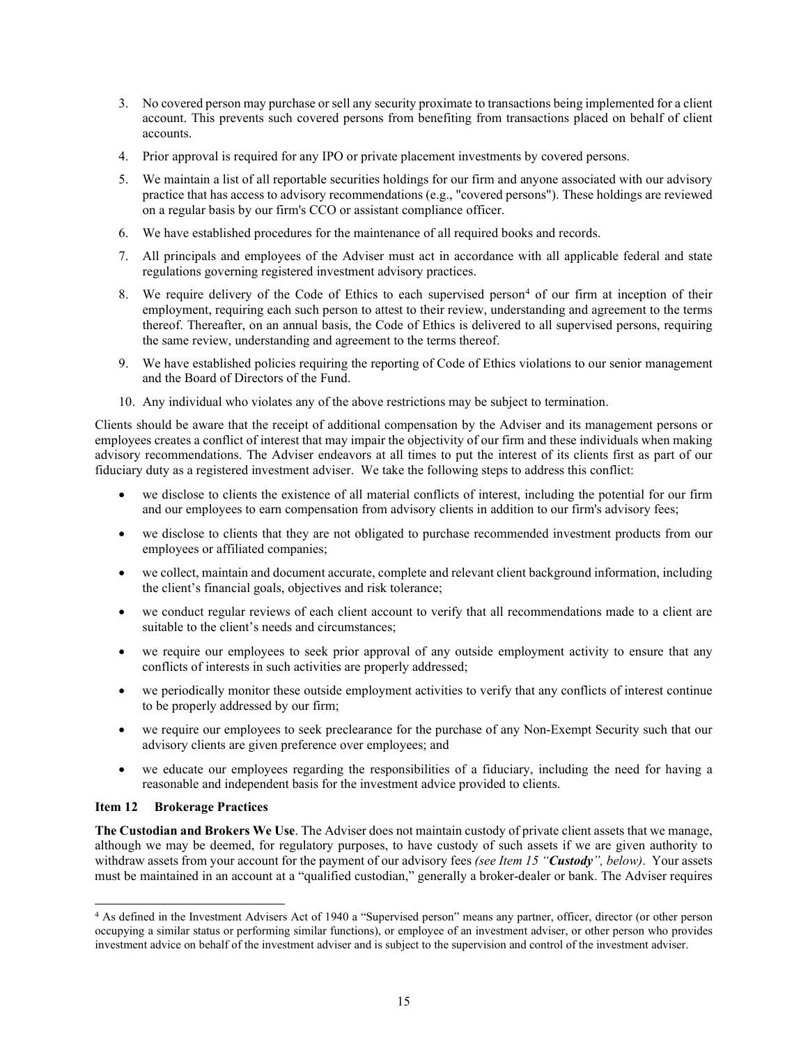3. No covered person may purchase or sell any security proximate to transactions being implemented for a client account. This prevents such covered persons from benefiting from transactions placed on behalf of client accounts.
4. Prior approval is required for any IPO or private placement investments by covered persons.
5. We maintain a list of all reportable securities holdings for our firm and anyone associated with our advisory practice that has access to advisory recommendations (e.g., "covered persons"). These holdings are reviewed on a regular basis by our firm's CCO or assistant compliance officer.
6. We have established procedures for the maintenance of all required books and records.
7. All principals and employees of the Adviser must act in accordance with all applicable federal and state regulations governing registered investment advisory practices.
8. We require delivery of the Code of Ethics to each supervised person[4] of our firm at inception of their employment, requiring each such person to attest to their review, understanding and agreement to the terms thereof. Thereafter, on an annual basis, the Code of Ethics is delivered to all supervised persons, requiring the same review, understanding and agreement to the terms thereof.
9. We have established policies requiring the reporting of Code of Ethics violations to our senior management and the Board of Directors of the Fund.
10. Any individual who violates any of the above restrictions may be subject to termination.

Clients should be aware that the receipt of additional compensation by the Adviser and its management persons or employees creates a conflict of interest that may impair the objectivity of our firm and these individuals when making advisory recommendations. The Adviser endeavors at all times to put the interest of its clients first as part of our fiduciary duty as a registered investment adviser. We take the following steps to address this conflict:

- we disclose to clients the existence of all material conflicts of interest, including the potential for our firm and our employees to earn compensation from advisory clients in addition to our firm's advisory fees;
- we disclose to clients that they are not obligated to purchase recommended investment products from our employees or affiliated companies;
- we collect, maintain and document accurate, complete and relevant client background information, including the client's financial goals, objectives and risk tolerance;
- we conduct regular reviews of each client account to verify that all recommendations made to a client are suitable to the client's needs and circumstances;
- we require our employees to seek prior approval of any outside employment activity to ensure that any conflicts of interests in such activities are properly addressed;
- we periodically monitor these outside employment activities to verify that any conflicts of interest continue to be properly addressed by our firm;
- we require our employees to seek preclearance for the purchase of any Non-Exempt Security such that our advisory clients are given preference over employees; and
- we educate our employees regarding the responsibilities of a fiduciary, including the need for having a reasonable and independent basis for the investment advice provided to clients.

## Item 12 Brokerage Practices

**The Custodian and Brokers We Use**. The Adviser does not maintain custody of private client assets that we manage, although we may be deemed, for regulatory purposes, to have custody of such assets if we are given authority to withdraw assets from your account for the payment of our advisory fees *(see Item 15 "**Custody**", below)*. Your assets must be maintained in an account at a "qualified custodian," generally a broker-dealer or bank. The Adviser requires

[4] As defined in the Investment Advisers Act of 1940 a "Supervised person" means any partner, officer, director (or other person occupying a similar status or performing similar functions), or employee of an investment adviser, or other person who provides investment advice on behalf of the investment adviser and is subject to the supervision and control of the investment adviser.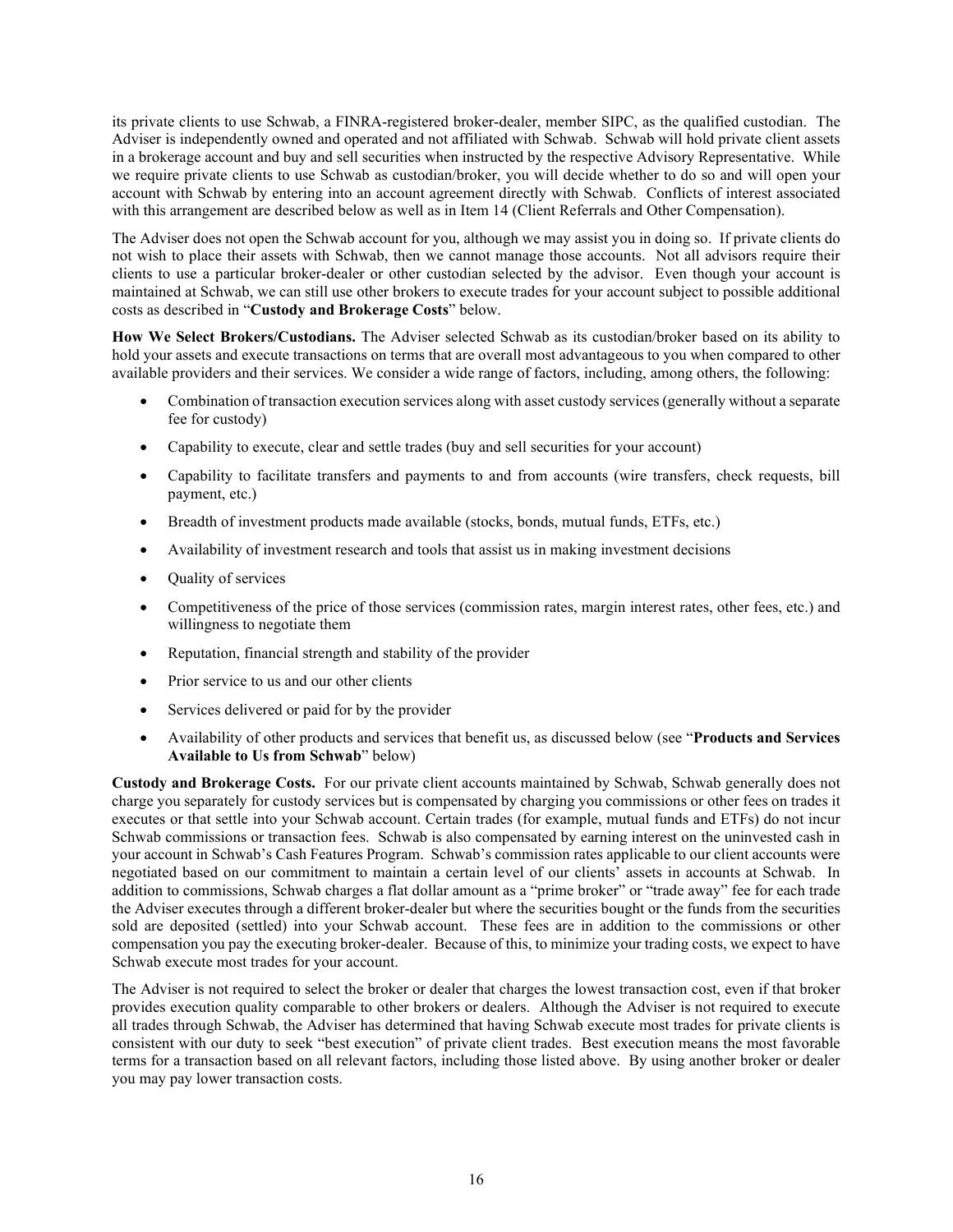its private clients to use Schwab, a FINRA-registered broker-dealer, member SIPC, as the qualified custodian. The Adviser is independently owned and operated and not affiliated with Schwab. Schwab will hold private client assets in a brokerage account and buy and sell securities when instructed by the respective Advisory Representative. While we require private clients to use Schwab as custodian/broker, you will decide whether to do so and will open your account with Schwab by entering into an account agreement directly with Schwab. Conflicts of interest associated with this arrangement are described below as well as in Item 14 (Client Referrals and Other Compensation).

The Adviser does not open the Schwab account for you, although we may assist you in doing so. If private clients do not wish to place their assets with Schwab, then we cannot manage those accounts. Not all advisors require their clients to use a particular broker-dealer or other custodian selected by the advisor. Even though your account is maintained at Schwab, we can still use other brokers to execute trades for your account subject to possible additional costs as described in "**Custody and Brokerage Costs**" below.

**How We Select Brokers/Custodians.** The Adviser selected Schwab as its custodian/broker based on its ability to hold your assets and execute transactions on terms that are overall most advantageous to you when compared to other available providers and their services. We consider a wide range of factors, including, among others, the following:

- Combination of transaction execution services along with asset custody services (generally without a separate fee for custody)
- Capability to execute, clear and settle trades (buy and sell securities for your account)
- Capability to facilitate transfers and payments to and from accounts (wire transfers, check requests, bill payment, etc.)
- Breadth of investment products made available (stocks, bonds, mutual funds, ETFs, etc.)
- Availability of investment research and tools that assist us in making investment decisions
- Quality of services
- Competitiveness of the price of those services (commission rates, margin interest rates, other fees, etc.) and willingness to negotiate them
- Reputation, financial strength and stability of the provider
- Prior service to us and our other clients
- Services delivered or paid for by the provider
- Availability of other products and services that benefit us, as discussed below (see "**Products and Services Available to Us from Schwab**" below)

**Custody and Brokerage Costs.** For our private client accounts maintained by Schwab, Schwab generally does not charge you separately for custody services but is compensated by charging you commissions or other fees on trades it executes or that settle into your Schwab account. Certain trades (for example, mutual funds and ETFs) do not incur Schwab commissions or transaction fees. Schwab is also compensated by earning interest on the uninvested cash in your account in Schwab's Cash Features Program. Schwab's commission rates applicable to our client accounts were negotiated based on our commitment to maintain a certain level of our clients' assets in accounts at Schwab. In addition to commissions, Schwab charges a flat dollar amount as a "prime broker" or "trade away" fee for each trade the Adviser executes through a different broker-dealer but where the securities bought or the funds from the securities sold are deposited (settled) into your Schwab account. These fees are in addition to the commissions or other compensation you pay the executing broker-dealer. Because of this, to minimize your trading costs, we expect to have Schwab execute most trades for your account.

The Adviser is not required to select the broker or dealer that charges the lowest transaction cost, even if that broker provides execution quality comparable to other brokers or dealers. Although the Adviser is not required to execute all trades through Schwab, the Adviser has determined that having Schwab execute most trades for private clients is consistent with our duty to seek "best execution" of private client trades. Best execution means the most favorable terms for a transaction based on all relevant factors, including those listed above. By using another broker or dealer you may pay lower transaction costs.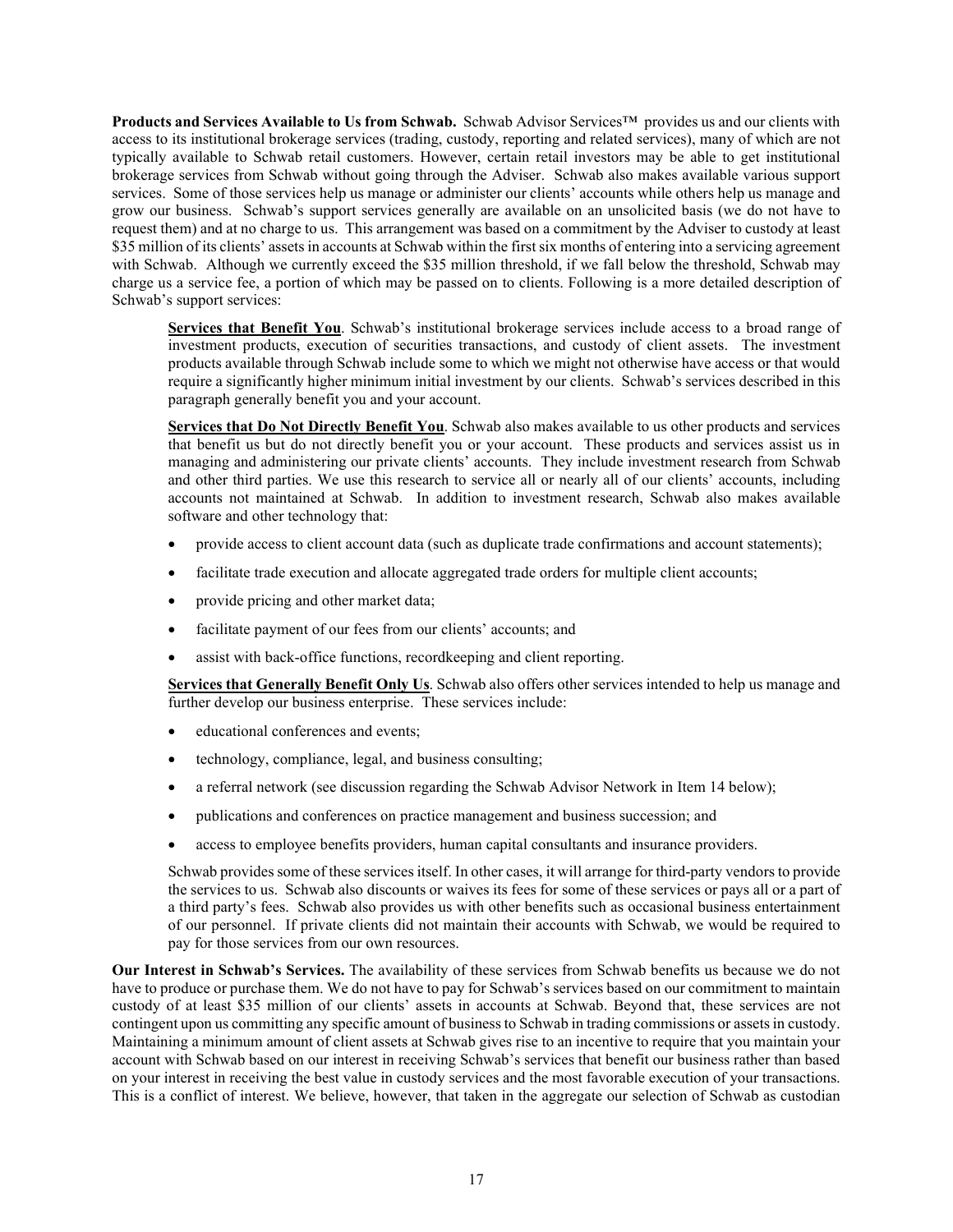**Products and Services Available to Us from Schwab.** Schwab Advisor Services™ provides us and our clients with access to its institutional brokerage services (trading, custody, reporting and related services), many of which are not typically available to Schwab retail customers. However, certain retail investors may be able to get institutional brokerage services from Schwab without going through the Adviser. Schwab also makes available various support services. Some of those services help us manage or administer our clients' accounts while others help us manage and grow our business. Schwab's support services generally are available on an unsolicited basis (we do not have to request them) and at no charge to us. This arrangement was based on a commitment by the Adviser to custody at least $35 million of its clients' assets in accounts at Schwab within the first six months of entering into a servicing agreement with Schwab. Although we currently exceed the $35 million threshold, if we fall below the threshold, Schwab may charge us a service fee, a portion of which may be passed on to clients. Following is a more detailed description of Schwab's support services:

**Services that Benefit You**. Schwab's institutional brokerage services include access to a broad range of investment products, execution of securities transactions, and custody of client assets. The investment products available through Schwab include some to which we might not otherwise have access or that would require a significantly higher minimum initial investment by our clients. Schwab's services described in this paragraph generally benefit you and your account.

**Services that Do Not Directly Benefit You**. Schwab also makes available to us other products and services that benefit us but do not directly benefit you or your account. These products and services assist us in managing and administering our private clients' accounts. They include investment research from Schwab and other third parties. We use this research to service all or nearly all of our clients' accounts, including accounts not maintained at Schwab. In addition to investment research, Schwab also makes available software and other technology that:

- provide access to client account data (such as duplicate trade confirmations and account statements);
- facilitate trade execution and allocate aggregated trade orders for multiple client accounts;
- provide pricing and other market data;
- facilitate payment of our fees from our clients' accounts; and
- assist with back-office functions, recordkeeping and client reporting.

**Services that Generally Benefit Only Us**. Schwab also offers other services intended to help us manage and further develop our business enterprise. These services include:

- educational conferences and events;
- technology, compliance, legal, and business consulting;
- a referral network (see discussion regarding the Schwab Advisor Network in Item 14 below);
- publications and conferences on practice management and business succession; and
- access to employee benefits providers, human capital consultants and insurance providers.

Schwab provides some of these services itself. In other cases, it will arrange for third-party vendors to provide the services to us. Schwab also discounts or waives its fees for some of these services or pays all or a part of a third party's fees. Schwab also provides us with other benefits such as occasional business entertainment of our personnel. If private clients did not maintain their accounts with Schwab, we would be required to pay for those services from our own resources.

**Our Interest in Schwab's Services.** The availability of these services from Schwab benefits us because we do not have to produce or purchase them. We do not have to pay for Schwab's services based on our commitment to maintain custody of at least $35 million of our clients' assets in accounts at Schwab. Beyond that, these services are not contingent upon us committing any specific amount of business to Schwab in trading commissions or assets in custody. Maintaining a minimum amount of client assets at Schwab gives rise to an incentive to require that you maintain your account with Schwab based on our interest in receiving Schwab's services that benefit our business rather than based on your interest in receiving the best value in custody services and the most favorable execution of your transactions. This is a conflict of interest. We believe, however, that taken in the aggregate our selection of Schwab as custodian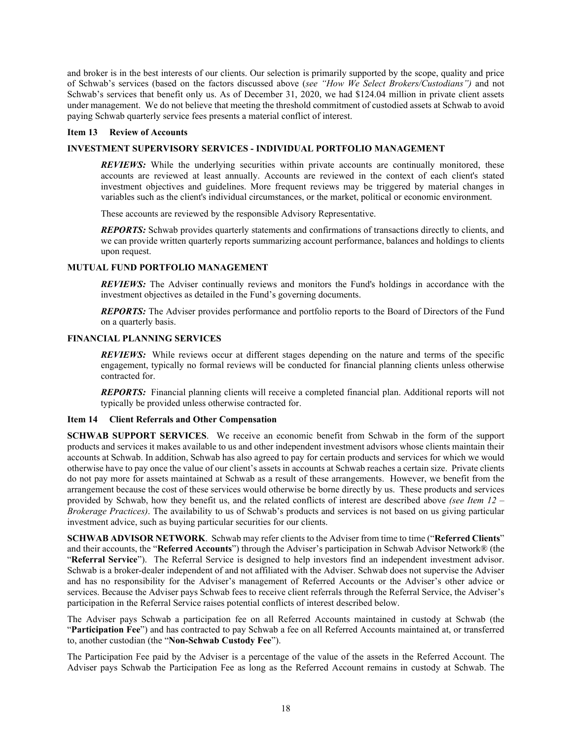and broker is in the best interests of our clients. Our selection is primarily supported by the scope, quality and price of Schwab's services (based on the factors discussed above (*see "How We Select Brokers/Custodians")* and not Schwab's services that benefit only us. As of December 31, 2020, we had $124.04 million in private client assets under management. We do not believe that meeting the threshold commitment of custodied assets at Schwab to avoid paying Schwab quarterly service fees presents a material conflict of interest.

## Item 13 Review of Accounts

### INVESTMENT SUPERVISORY SERVICES - INDIVIDUAL PORTFOLIO MANAGEMENT

***REVIEWS:*** While the underlying securities within private accounts are continually monitored, these accounts are reviewed at least annually. Accounts are reviewed in the context of each client's stated investment objectives and guidelines. More frequent reviews may be triggered by material changes in variables such as the client's individual circumstances, or the market, political or economic environment.

These accounts are reviewed by the responsible Advisory Representative.

***REPORTS:*** Schwab provides quarterly statements and confirmations of transactions directly to clients, and we can provide written quarterly reports summarizing account performance, balances and holdings to clients upon request.

### MUTUAL FUND PORTFOLIO MANAGEMENT

***REVIEWS:*** The Adviser continually reviews and monitors the Fund's holdings in accordance with the investment objectives as detailed in the Fund's governing documents.

***REPORTS:*** The Adviser provides performance and portfolio reports to the Board of Directors of the Fund on a quarterly basis.

### FINANCIAL PLANNING SERVICES

***REVIEWS:*** While reviews occur at different stages depending on the nature and terms of the specific engagement, typically no formal reviews will be conducted for financial planning clients unless otherwise contracted for.

***REPORTS:*** Financial planning clients will receive a completed financial plan. Additional reports will not typically be provided unless otherwise contracted for.

## Item 14 Client Referrals and Other Compensation

**SCHWAB SUPPORT SERVICES**. We receive an economic benefit from Schwab in the form of the support products and services it makes available to us and other independent investment advisors whose clients maintain their accounts at Schwab. In addition, Schwab has also agreed to pay for certain products and services for which we would otherwise have to pay once the value of our client's assets in accounts at Schwab reaches a certain size. Private clients do not pay more for assets maintained at Schwab as a result of these arrangements. However, we benefit from the arrangement because the cost of these services would otherwise be borne directly by us. These products and services provided by Schwab, how they benefit us, and the related conflicts of interest are described above *(see Item 12 – Brokerage Practices)*. The availability to us of Schwab's products and services is not based on us giving particular investment advice, such as buying particular securities for our clients.

**SCHWAB ADVISOR NETWORK**. Schwab may refer clients to the Adviser from time to time ("**Referred Clients**" and their accounts, the "**Referred Accounts**") through the Adviser's participation in Schwab Advisor Network® (the "**Referral Service**"). The Referral Service is designed to help investors find an independent investment advisor. Schwab is a broker-dealer independent of and not affiliated with the Adviser. Schwab does not supervise the Adviser and has no responsibility for the Adviser's management of Referred Accounts or the Adviser's other advice or services. Because the Adviser pays Schwab fees to receive client referrals through the Referral Service, the Adviser's participation in the Referral Service raises potential conflicts of interest described below.

The Adviser pays Schwab a participation fee on all Referred Accounts maintained in custody at Schwab (the "**Participation Fee**") and has contracted to pay Schwab a fee on all Referred Accounts maintained at, or transferred to, another custodian (the "**Non-Schwab Custody Fee**").

The Participation Fee paid by the Adviser is a percentage of the value of the assets in the Referred Account. The Adviser pays Schwab the Participation Fee as long as the Referred Account remains in custody at Schwab. The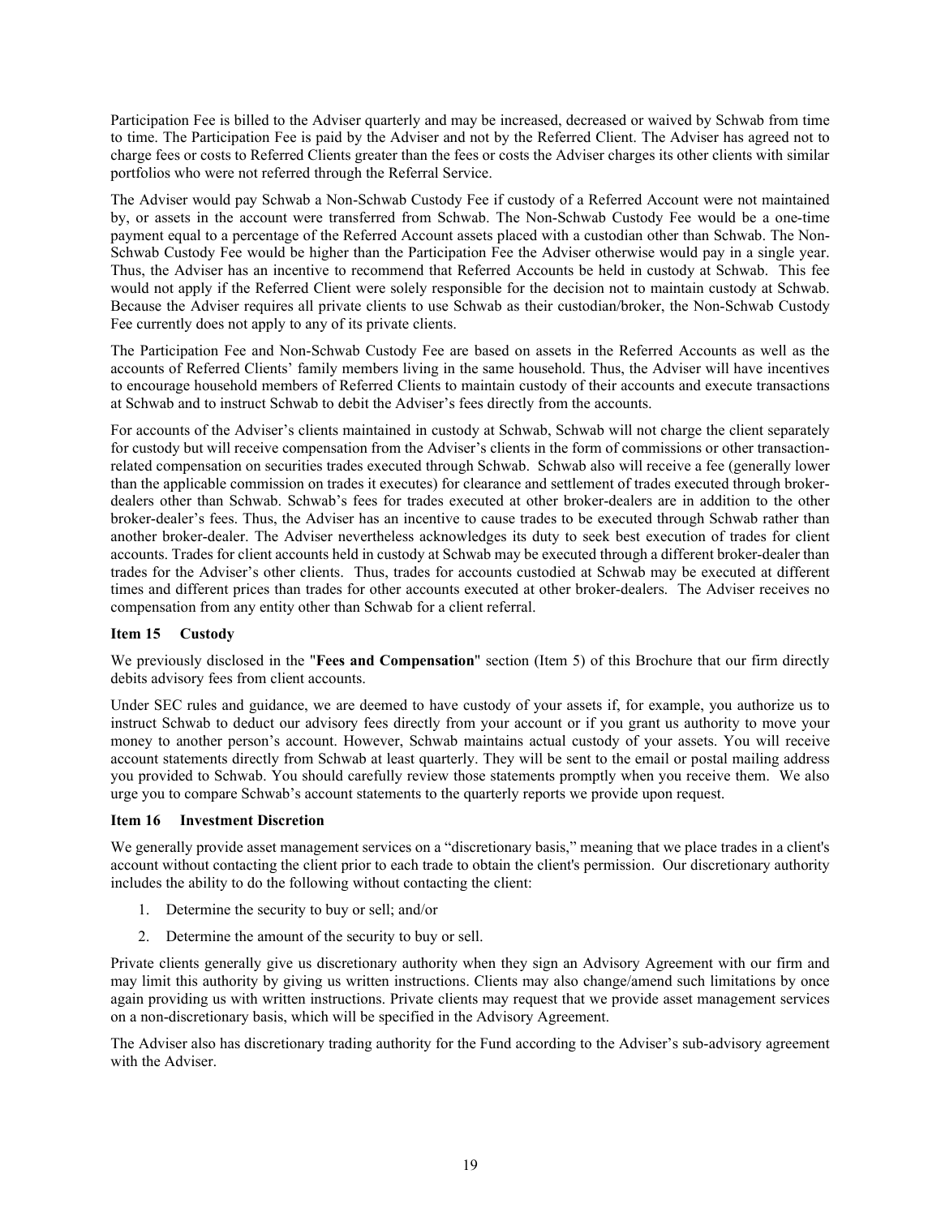Participation Fee is billed to the Adviser quarterly and may be increased, decreased or waived by Schwab from time to time. The Participation Fee is paid by the Adviser and not by the Referred Client. The Adviser has agreed not to charge fees or costs to Referred Clients greater than the fees or costs the Adviser charges its other clients with similar portfolios who were not referred through the Referral Service.

The Adviser would pay Schwab a Non-Schwab Custody Fee if custody of a Referred Account were not maintained by, or assets in the account were transferred from Schwab. The Non-Schwab Custody Fee would be a one-time payment equal to a percentage of the Referred Account assets placed with a custodian other than Schwab. The Non-Schwab Custody Fee would be higher than the Participation Fee the Adviser otherwise would pay in a single year. Thus, the Adviser has an incentive to recommend that Referred Accounts be held in custody at Schwab. This fee would not apply if the Referred Client were solely responsible for the decision not to maintain custody at Schwab. Because the Adviser requires all private clients to use Schwab as their custodian/broker, the Non-Schwab Custody Fee currently does not apply to any of its private clients.

The Participation Fee and Non-Schwab Custody Fee are based on assets in the Referred Accounts as well as the accounts of Referred Clients' family members living in the same household. Thus, the Adviser will have incentives to encourage household members of Referred Clients to maintain custody of their accounts and execute transactions at Schwab and to instruct Schwab to debit the Adviser's fees directly from the accounts.

For accounts of the Adviser's clients maintained in custody at Schwab, Schwab will not charge the client separately for custody but will receive compensation from the Adviser's clients in the form of commissions or other transaction-related compensation on securities trades executed through Schwab. Schwab also will receive a fee (generally lower than the applicable commission on trades it executes) for clearance and settlement of trades executed through broker-dealers other than Schwab. Schwab's fees for trades executed at other broker-dealers are in addition to the other broker-dealer's fees. Thus, the Adviser has an incentive to cause trades to be executed through Schwab rather than another broker-dealer. The Adviser nevertheless acknowledges its duty to seek best execution of trades for client accounts. Trades for client accounts held in custody at Schwab may be executed through a different broker-dealer than trades for the Adviser's other clients. Thus, trades for accounts custodied at Schwab may be executed at different times and different prices than trades for other accounts executed at other broker-dealers. The Adviser receives no compensation from any entity other than Schwab for a client referral.

### Item 15 Custody

We previously disclosed in the "**Fees and Compensation**" section (Item 5) of this Brochure that our firm directly debits advisory fees from client accounts.

Under SEC rules and guidance, we are deemed to have custody of your assets if, for example, you authorize us to instruct Schwab to deduct our advisory fees directly from your account or if you grant us authority to move your money to another person's account. However, Schwab maintains actual custody of your assets. You will receive account statements directly from Schwab at least quarterly. They will be sent to the email or postal mailing address you provided to Schwab. You should carefully review those statements promptly when you receive them. We also urge you to compare Schwab's account statements to the quarterly reports we provide upon request.

### Item 16 Investment Discretion

We generally provide asset management services on a "discretionary basis," meaning that we place trades in a client's account without contacting the client prior to each trade to obtain the client's permission. Our discretionary authority includes the ability to do the following without contacting the client:

1. Determine the security to buy or sell; and/or
2. Determine the amount of the security to buy or sell.

Private clients generally give us discretionary authority when they sign an Advisory Agreement with our firm and may limit this authority by giving us written instructions. Clients may also change/amend such limitations by once again providing us with written instructions. Private clients may request that we provide asset management services on a non-discretionary basis, which will be specified in the Advisory Agreement.

The Adviser also has discretionary trading authority for the Fund according to the Adviser's sub-advisory agreement with the Adviser.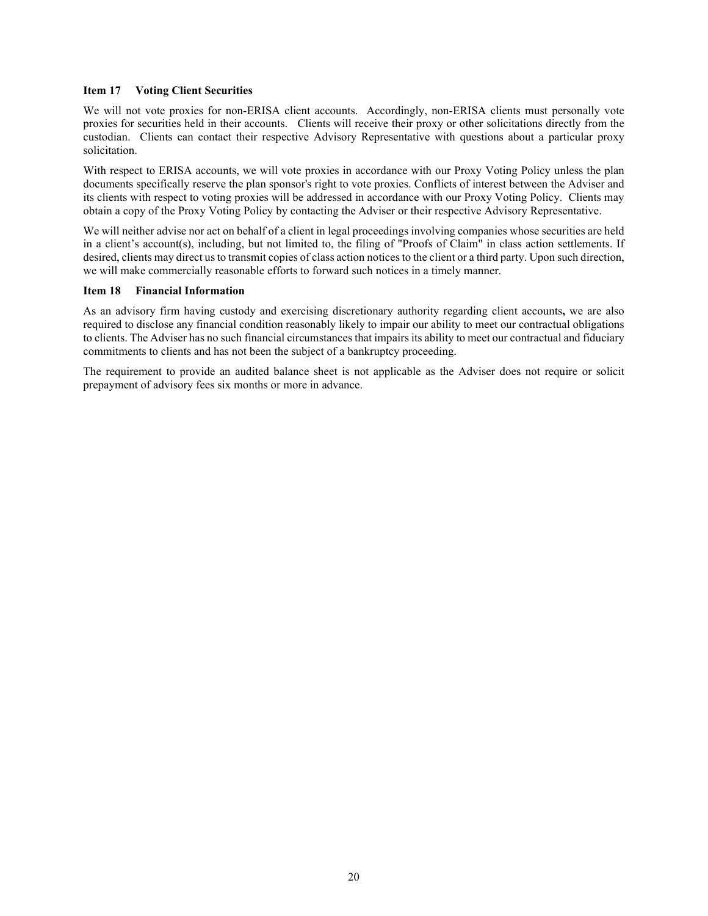### Item 17 Voting Client Securities

We will not vote proxies for non-ERISA client accounts. Accordingly, non-ERISA clients must personally vote proxies for securities held in their accounts. Clients will receive their proxy or other solicitations directly from the custodian. Clients can contact their respective Advisory Representative with questions about a particular proxy solicitation.

With respect to ERISA accounts, we will vote proxies in accordance with our Proxy Voting Policy unless the plan documents specifically reserve the plan sponsor's right to vote proxies. Conflicts of interest between the Adviser and its clients with respect to voting proxies will be addressed in accordance with our Proxy Voting Policy. Clients may obtain a copy of the Proxy Voting Policy by contacting the Adviser or their respective Advisory Representative.

We will neither advise nor act on behalf of a client in legal proceedings involving companies whose securities are held in a client's account(s), including, but not limited to, the filing of "Proofs of Claim" in class action settlements. If desired, clients may direct us to transmit copies of class action notices to the client or a third party. Upon such direction, we will make commercially reasonable efforts to forward such notices in a timely manner.

### Item 18 Financial Information

As an advisory firm having custody and exercising discretionary authority regarding client accounts**,** we are also required to disclose any financial condition reasonably likely to impair our ability to meet our contractual obligations to clients. The Adviser has no such financial circumstances that impairs its ability to meet our contractual and fiduciary commitments to clients and has not been the subject of a bankruptcy proceeding.

The requirement to provide an audited balance sheet is not applicable as the Adviser does not require or solicit prepayment of advisory fees six months or more in advance.